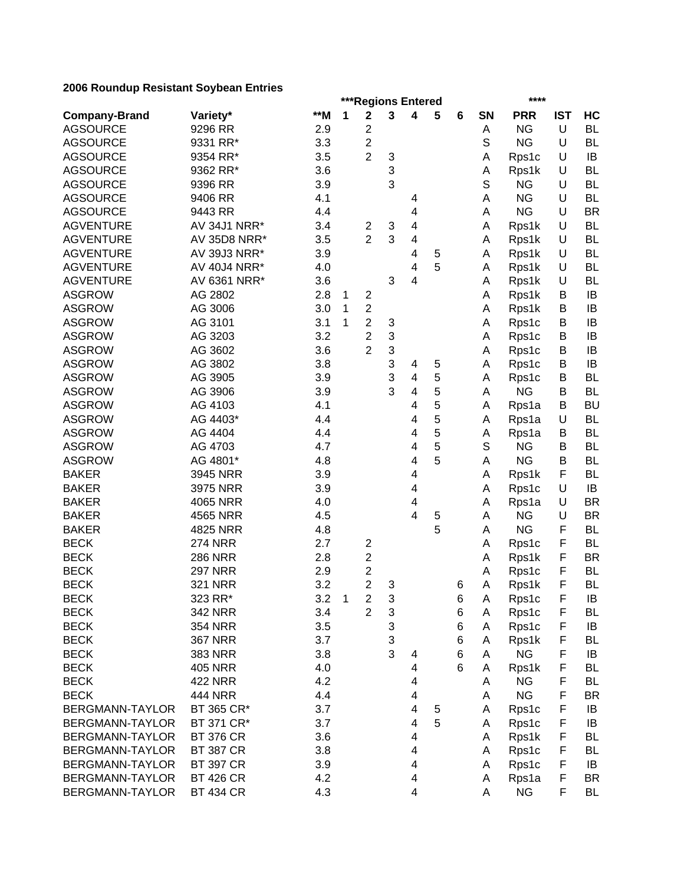**2006 Roundup Resistant Soybean Entries**

| | | | ***Regions Entered | | | | | | | **** | | |
|---|---|---|---|---|---|---|---|---|---|---|---|---|
| **Company-Brand** | **Variety*** | **\*\*M** | **1** | **2** | **3** | **4** | **5** | **6** | **SN** | **PRR** | **IST** | **HC** |
| AGSOURCE | 9296 RR | 2.9 | | 2 | | | | | A | NG | U | BL |
| AGSOURCE | 9331 RR* | 3.3 | | 2 | | | | | S | NG | U | BL |
| AGSOURCE | 9354 RR* | 3.5 | | 2 | 3 | | | | A | Rps1c | U | IB |
| AGSOURCE | 9362 RR* | 3.6 | | | 3 | | | | A | Rps1k | U | BL |
| AGSOURCE | 9396 RR | 3.9 | | | 3 | | | | S | NG | U | BL |
| AGSOURCE | 9406 RR | 4.1 | | | | 4 | | | A | NG | U | BL |
| AGSOURCE | 9443 RR | 4.4 | | | | 4 | | | A | NG | U | BR |
| AGVENTURE | AV 34J1 NRR* | 3.4 | | 2 | 3 | 4 | | | A | Rps1k | U | BL |
| AGVENTURE | AV 35D8 NRR* | 3.5 | | 2 | 3 | 4 | | | A | Rps1k | U | BL |
| AGVENTURE | AV 39J3 NRR* | 3.9 | | | | 4 | 5 | | A | Rps1k | U | BL |
| AGVENTURE | AV 40J4 NRR* | 4.0 | | | | 4 | 5 | | A | Rps1k | U | BL |
| AGVENTURE | AV 6361 NRR* | 3.6 | | | 3 | 4 | | | A | Rps1k | U | BL |
| ASGROW | AG 2802 | 2.8 | 1 | 2 | | | | | A | Rps1k | B | IB |
| ASGROW | AG 3006 | 3.0 | 1 | 2 | | | | | A | Rps1k | B | IB |
| ASGROW | AG 3101 | 3.1 | 1 | 2 | 3 | | | | A | Rps1c | B | IB |
| ASGROW | AG 3203 | 3.2 | | 2 | 3 | | | | A | Rps1c | B | IB |
| ASGROW | AG 3602 | 3.6 | | 2 | 3 | | | | A | Rps1c | B | IB |
| ASGROW | AG 3802 | 3.8 | | | 3 | 4 | 5 | | A | Rps1c | B | IB |
| ASGROW | AG 3905 | 3.9 | | | 3 | 4 | 5 | | A | Rps1c | B | BL |
| ASGROW | AG 3906 | 3.9 | | | 3 | 4 | 5 | | A | NG | B | BL |
| ASGROW | AG 4103 | 4.1 | | | | 4 | 5 | | A | Rps1a | B | BU |
| ASGROW | AG 4403* | 4.4 | | | | 4 | 5 | | A | Rps1a | U | BL |
| ASGROW | AG 4404 | 4.4 | | | | 4 | 5 | | A | Rps1a | B | BL |
| ASGROW | AG 4703 | 4.7 | | | | 4 | 5 | | S | NG | B | BL |
| ASGROW | AG 4801* | 4.8 | | | | 4 | 5 | | A | NG | B | BL |
| BAKER | 3945 NRR | 3.9 | | | | 4 | | | A | Rps1k | F | BL |
| BAKER | 3975 NRR | 3.9 | | | | 4 | | | A | Rps1c | U | IB |
| BAKER | 4065 NRR | 4.0 | | | | 4 | | | A | Rps1a | U | BR |
| BAKER | 4565 NRR | 4.5 | | | | 4 | 5 | | A | NG | U | BR |
| BAKER | 4825 NRR | 4.8 | | | | | 5 | | A | NG | F | BL |
| BECK | 274 NRR | 2.7 | | 2 | | | | | A | Rps1c | F | BL |
| BECK | 286 NRR | 2.8 | | 2 | | | | | A | Rps1k | F | BR |
| BECK | 297 NRR | 2.9 | | 2 | | | | | A | Rps1c | F | BL |
| BECK | 321 NRR | 3.2 | | 2 | 3 | | | 6 | A | Rps1k | F | BL |
| BECK | 323 RR* | 3.2 | 1 | 2 | 3 | | | 6 | A | Rps1c | F | IB |
| BECK | 342 NRR | 3.4 | | 2 | 3 | | | 6 | A | Rps1c | F | BL |
| BECK | 354 NRR | 3.5 | | | 3 | | | 6 | A | Rps1c | F | IB |
| BECK | 367 NRR | 3.7 | | | 3 | | | 6 | A | Rps1k | F | BL |
| BECK | 383 NRR | 3.8 | | | 3 | 4 | | 6 | A | NG | F | IB |
| BECK | 405 NRR | 4.0 | | | | 4 | | 6 | A | Rps1k | F | BL |
| BECK | 422 NRR | 4.2 | | | | 4 | | | A | NG | F | BL |
| BECK | 444 NRR | 4.4 | | | | 4 | | | A | NG | F | BR |
| BERGMANN-TAYLOR | BT 365 CR* | 3.7 | | | | 4 | 5 | | A | Rps1c | F | IB |
| BERGMANN-TAYLOR | BT 371 CR* | 3.7 | | | | 4 | 5 | | A | Rps1c | F | IB |
| BERGMANN-TAYLOR | BT 376 CR | 3.6 | | | | 4 | | | A | Rps1k | F | BL |
| BERGMANN-TAYLOR | BT 387 CR | 3.8 | | | | 4 | | | A | Rps1c | F | BL |
| BERGMANN-TAYLOR | BT 397 CR | 3.9 | | | | 4 | | | A | Rps1c | F | IB |
| BERGMANN-TAYLOR | BT 426 CR | 4.2 | | | | 4 | | | A | Rps1a | F | BR |
| BERGMANN-TAYLOR | BT 434 CR | 4.3 | | | | 4 | | | A | NG | F | BL |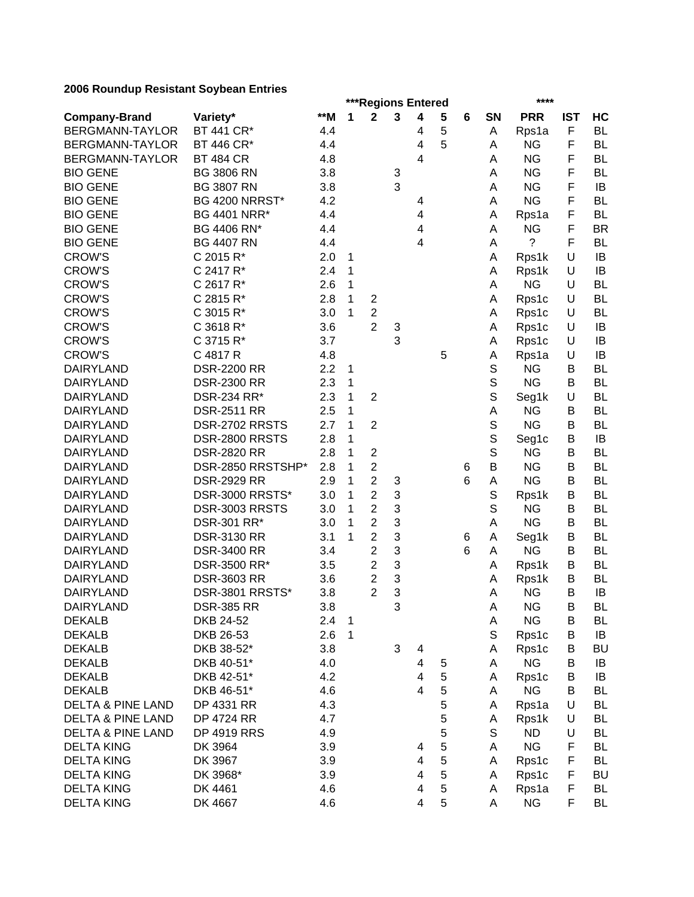**2006 Roundup Resistant Soybean Entries**

| | | | ***Regions Entered | | | | | | | **** | | |
|---|---|---|---|---|---|---|---|---|---|---|---|---|
| **Company-Brand** | **Variety*** | **\*\*M** | **1** | **2** | **3** | **4** | **5** | **6** | **SN** | **PRR** | **IST** | **HC** |
| BERGMANN-TAYLOR | BT 441 CR* | 4.4 | | | | 4 | 5 | | A | Rps1a | F | BL |
| BERGMANN-TAYLOR | BT 446 CR* | 4.4 | | | | 4 | 5 | | A | NG | F | BL |
| BERGMANN-TAYLOR | BT 484 CR | 4.8 | | | | 4 | | | A | NG | F | BL |
| BIO GENE | BG 3806 RN | 3.8 | | | 3 | | | | A | NG | F | BL |
| BIO GENE | BG 3807 RN | 3.8 | | | 3 | | | | A | NG | F | IB |
| BIO GENE | BG 4200 NRRST* | 4.2 | | | | 4 | | | A | NG | F | BL |
| BIO GENE | BG 4401 NRR* | 4.4 | | | | 4 | | | A | Rps1a | F | BL |
| BIO GENE | BG 4406 RN* | 4.4 | | | | 4 | | | A | NG | F | BR |
| BIO GENE | BG 4407 RN | 4.4 | | | | 4 | | | A | ? | F | BL |
| CROW'S | C 2015 R* | 2.0 | 1 | | | | | | A | Rps1k | U | IB |
| CROW'S | C 2417 R* | 2.4 | 1 | | | | | | A | Rps1k | U | IB |
| CROW'S | C 2617 R* | 2.6 | 1 | | | | | | A | NG | U | BL |
| CROW'S | C 2815 R* | 2.8 | 1 | 2 | | | | | A | Rps1c | U | BL |
| CROW'S | C 3015 R* | 3.0 | 1 | 2 | | | | | A | Rps1c | U | BL |
| CROW'S | C 3618 R* | 3.6 | | 2 | 3 | | | | A | Rps1c | U | IB |
| CROW'S | C 3715 R* | 3.7 | | | 3 | | | | A | Rps1c | U | IB |
| CROW'S | C 4817 R | 4.8 | | | | | 5 | | A | Rps1a | U | IB |
| DAIRYLAND | DSR-2200 RR | 2.2 | 1 | | | | | | S | NG | B | BL |
| DAIRYLAND | DSR-2300 RR | 2.3 | 1 | | | | | | S | NG | B | BL |
| DAIRYLAND | DSR-234 RR* | 2.3 | 1 | 2 | | | | | S | Seg1k | U | BL |
| DAIRYLAND | DSR-2511 RR | 2.5 | 1 | | | | | | A | NG | B | BL |
| DAIRYLAND | DSR-2702 RRSTS | 2.7 | 1 | 2 | | | | | S | NG | B | BL |
| DAIRYLAND | DSR-2800 RRSTS | 2.8 | 1 | | | | | | S | Seg1c | B | IB |
| DAIRYLAND | DSR-2820 RR | 2.8 | 1 | 2 | | | | | S | NG | B | BL |
| DAIRYLAND | DSR-2850 RRSTSHP* | 2.8 | 1 | 2 | | | | 6 | B | NG | B | BL |
| DAIRYLAND | DSR-2929 RR | 2.9 | 1 | 2 | 3 | | | 6 | A | NG | B | BL |
| DAIRYLAND | DSR-3000 RRSTS* | 3.0 | 1 | 2 | 3 | | | | S | Rps1k | B | BL |
| DAIRYLAND | DSR-3003 RRSTS | 3.0 | 1 | 2 | 3 | | | | S | NG | B | BL |
| DAIRYLAND | DSR-301 RR* | 3.0 | 1 | 2 | 3 | | | | A | NG | B | BL |
| DAIRYLAND | DSR-3130 RR | 3.1 | 1 | 2 | 3 | | | 6 | A | Seg1k | B | BL |
| DAIRYLAND | DSR-3400 RR | 3.4 | | 2 | 3 | | | 6 | A | NG | B | BL |
| DAIRYLAND | DSR-3500 RR* | 3.5 | | 2 | 3 | | | | A | Rps1k | B | BL |
| DAIRYLAND | DSR-3603 RR | 3.6 | | 2 | 3 | | | | A | Rps1k | B | BL |
| DAIRYLAND | DSR-3801 RRSTS* | 3.8 | | 2 | 3 | | | | A | NG | B | IB |
| DAIRYLAND | DSR-385 RR | 3.8 | | | 3 | | | | A | NG | B | BL |
| DEKALB | DKB 24-52 | 2.4 | 1 | | | | | | A | NG | B | BL |
| DEKALB | DKB 26-53 | 2.6 | 1 | | | | | | S | Rps1c | B | IB |
| DEKALB | DKB 38-52* | 3.8 | | | 3 | 4 | | | A | Rps1c | B | BU |
| DEKALB | DKB 40-51* | 4.0 | | | | 4 | 5 | | A | NG | B | IB |
| DEKALB | DKB 42-51* | 4.2 | | | | 4 | 5 | | A | Rps1c | B | IB |
| DEKALB | DKB 46-51* | 4.6 | | | | 4 | 5 | | A | NG | B | BL |
| DELTA & PINE LAND | DP 4331 RR | 4.3 | | | | | 5 | | A | Rps1a | U | BL |
| DELTA & PINE LAND | DP 4724 RR | 4.7 | | | | | 5 | | A | Rps1k | U | BL |
| DELTA & PINE LAND | DP 4919 RRS | 4.9 | | | | | 5 | | S | ND | U | BL |
| DELTA KING | DK 3964 | 3.9 | | | | 4 | 5 | | A | NG | F | BL |
| DELTA KING | DK 3967 | 3.9 | | | | 4 | 5 | | A | Rps1c | F | BL |
| DELTA KING | DK 3968* | 3.9 | | | | 4 | 5 | | A | Rps1c | F | BU |
| DELTA KING | DK 4461 | 4.6 | | | | 4 | 5 | | A | Rps1a | F | BL |
| DELTA KING | DK 4667 | 4.6 | | | | 4 | 5 | | A | NG | F | BL |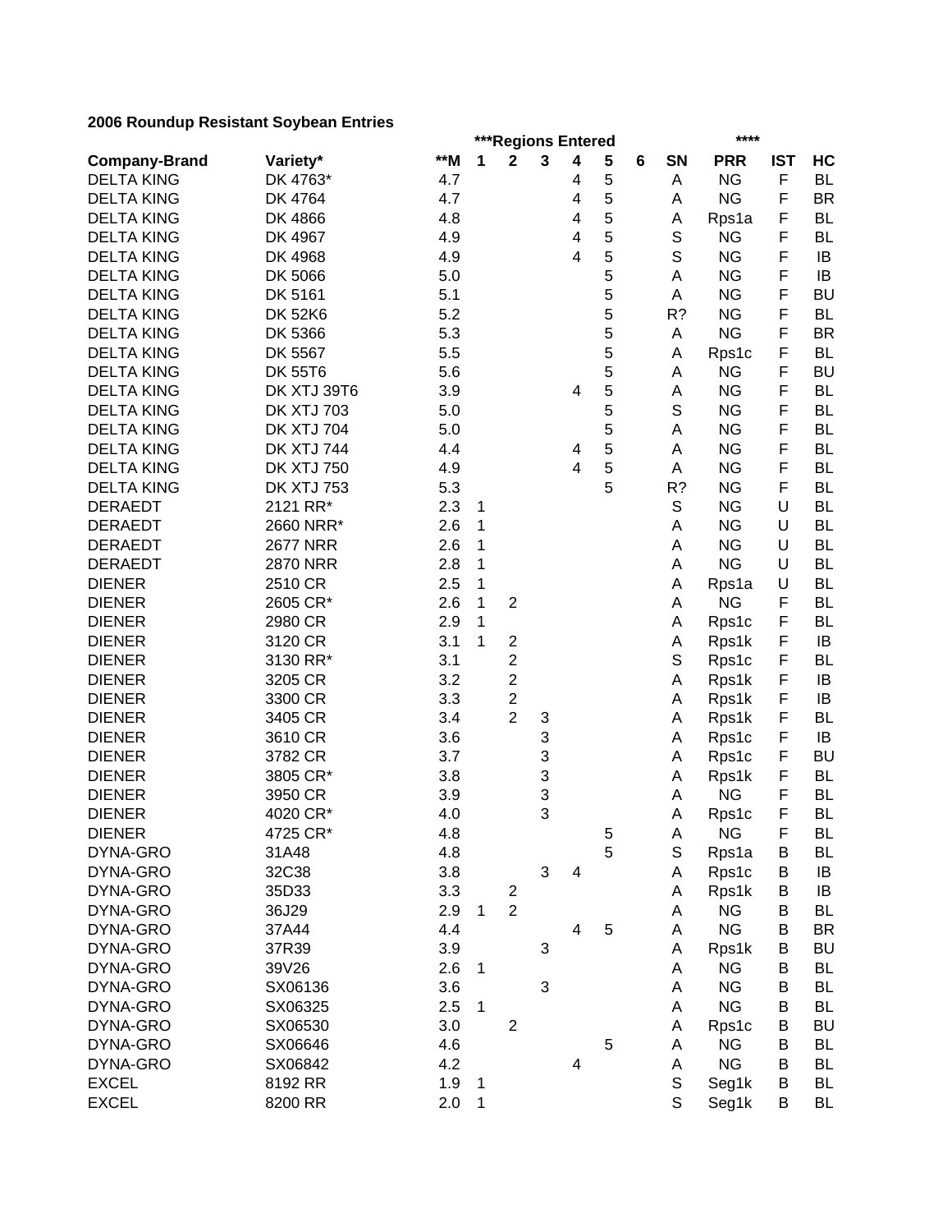**2006 Roundup Resistant Soybean Entries**

| | | | ***Regions Entered | | | | | | | **** | | |
|---|---|---|---|---|---|---|---|---|---|---|---|---|
| **Company-Brand** | **Variety*** | ****M** | **1** | **2** | **3** | **4** | **5** | **6** | **SN** | **PRR** | **IST** | **HC** |
| DELTA KING | DK 4763* | 4.7 | | | | 4 | 5 | | A | NG | F | BL |
| DELTA KING | DK 4764 | 4.7 | | | | 4 | 5 | | A | NG | F | BR |
| DELTA KING | DK 4866 | 4.8 | | | | 4 | 5 | | A | Rps1a | F | BL |
| DELTA KING | DK 4967 | 4.9 | | | | 4 | 5 | | S | NG | F | BL |
| DELTA KING | DK 4968 | 4.9 | | | | 4 | 5 | | S | NG | F | IB |
| DELTA KING | DK 5066 | 5.0 | | | | | 5 | | A | NG | F | IB |
| DELTA KING | DK 5161 | 5.1 | | | | | 5 | | A | NG | F | BU |
| DELTA KING | DK 52K6 | 5.2 | | | | | 5 | | R? | NG | F | BL |
| DELTA KING | DK 5366 | 5.3 | | | | | 5 | | A | NG | F | BR |
| DELTA KING | DK 5567 | 5.5 | | | | | 5 | | A | Rps1c | F | BL |
| DELTA KING | DK 55T6 | 5.6 | | | | | 5 | | A | NG | F | BU |
| DELTA KING | DK XTJ 39T6 | 3.9 | | | | 4 | 5 | | A | NG | F | BL |
| DELTA KING | DK XTJ 703 | 5.0 | | | | | 5 | | S | NG | F | BL |
| DELTA KING | DK XTJ 704 | 5.0 | | | | | 5 | | A | NG | F | BL |
| DELTA KING | DK XTJ 744 | 4.4 | | | | 4 | 5 | | A | NG | F | BL |
| DELTA KING | DK XTJ 750 | 4.9 | | | | 4 | 5 | | A | NG | F | BL |
| DELTA KING | DK XTJ 753 | 5.3 | | | | | 5 | | R? | NG | F | BL |
| DERAEDT | 2121 RR* | 2.3 | 1 | | | | | | S | NG | U | BL |
| DERAEDT | 2660 NRR* | 2.6 | 1 | | | | | | A | NG | U | BL |
| DERAEDT | 2677 NRR | 2.6 | 1 | | | | | | A | NG | U | BL |
| DERAEDT | 2870 NRR | 2.8 | 1 | | | | | | A | NG | U | BL |
| DIENER | 2510 CR | 2.5 | 1 | | | | | | A | Rps1a | U | BL |
| DIENER | 2605 CR* | 2.6 | 1 | 2 | | | | | A | NG | F | BL |
| DIENER | 2980 CR | 2.9 | 1 | | | | | | A | Rps1c | F | BL |
| DIENER | 3120 CR | 3.1 | 1 | 2 | | | | | A | Rps1k | F | IB |
| DIENER | 3130 RR* | 3.1 | | 2 | | | | | S | Rps1c | F | BL |
| DIENER | 3205 CR | 3.2 | | 2 | | | | | A | Rps1k | F | IB |
| DIENER | 3300 CR | 3.3 | | 2 | | | | | A | Rps1k | F | IB |
| DIENER | 3405 CR | 3.4 | | 2 | 3 | | | | A | Rps1k | F | BL |
| DIENER | 3610 CR | 3.6 | | | 3 | | | | A | Rps1c | F | IB |
| DIENER | 3782 CR | 3.7 | | | 3 | | | | A | Rps1c | F | BU |
| DIENER | 3805 CR* | 3.8 | | | 3 | | | | A | Rps1k | F | BL |
| DIENER | 3950 CR | 3.9 | | | 3 | | | | A | NG | F | BL |
| DIENER | 4020 CR* | 4.0 | | | 3 | | | | A | Rps1c | F | BL |
| DIENER | 4725 CR* | 4.8 | | | | | 5 | | A | NG | F | BL |
| DYNA-GRO | 31A48 | 4.8 | | | | | 5 | | S | Rps1a | B | BL |
| DYNA-GRO | 32C38 | 3.8 | | | 3 | 4 | | | A | Rps1c | B | IB |
| DYNA-GRO | 35D33 | 3.3 | | 2 | | | | | A | Rps1k | B | IB |
| DYNA-GRO | 36J29 | 2.9 | 1 | 2 | | | | | A | NG | B | BL |
| DYNA-GRO | 37A44 | 4.4 | | | | 4 | 5 | | A | NG | B | BR |
| DYNA-GRO | 37R39 | 3.9 | | | 3 | | | | A | Rps1k | B | BU |
| DYNA-GRO | 39V26 | 2.6 | 1 | | | | | | A | NG | B | BL |
| DYNA-GRO | SX06136 | 3.6 | | | 3 | | | | A | NG | B | BL |
| DYNA-GRO | SX06325 | 2.5 | 1 | | | | | | A | NG | B | BL |
| DYNA-GRO | SX06530 | 3.0 | | 2 | | | | | A | Rps1c | B | BU |
| DYNA-GRO | SX06646 | 4.6 | | | | | 5 | | A | NG | B | BL |
| DYNA-GRO | SX06842 | 4.2 | | | | 4 | | | A | NG | B | BL |
| EXCEL | 8192 RR | 1.9 | 1 | | | | | | S | Seg1k | B | BL |
| EXCEL | 8200 RR | 2.0 | 1 | | | | | | S | Seg1k | B | BL |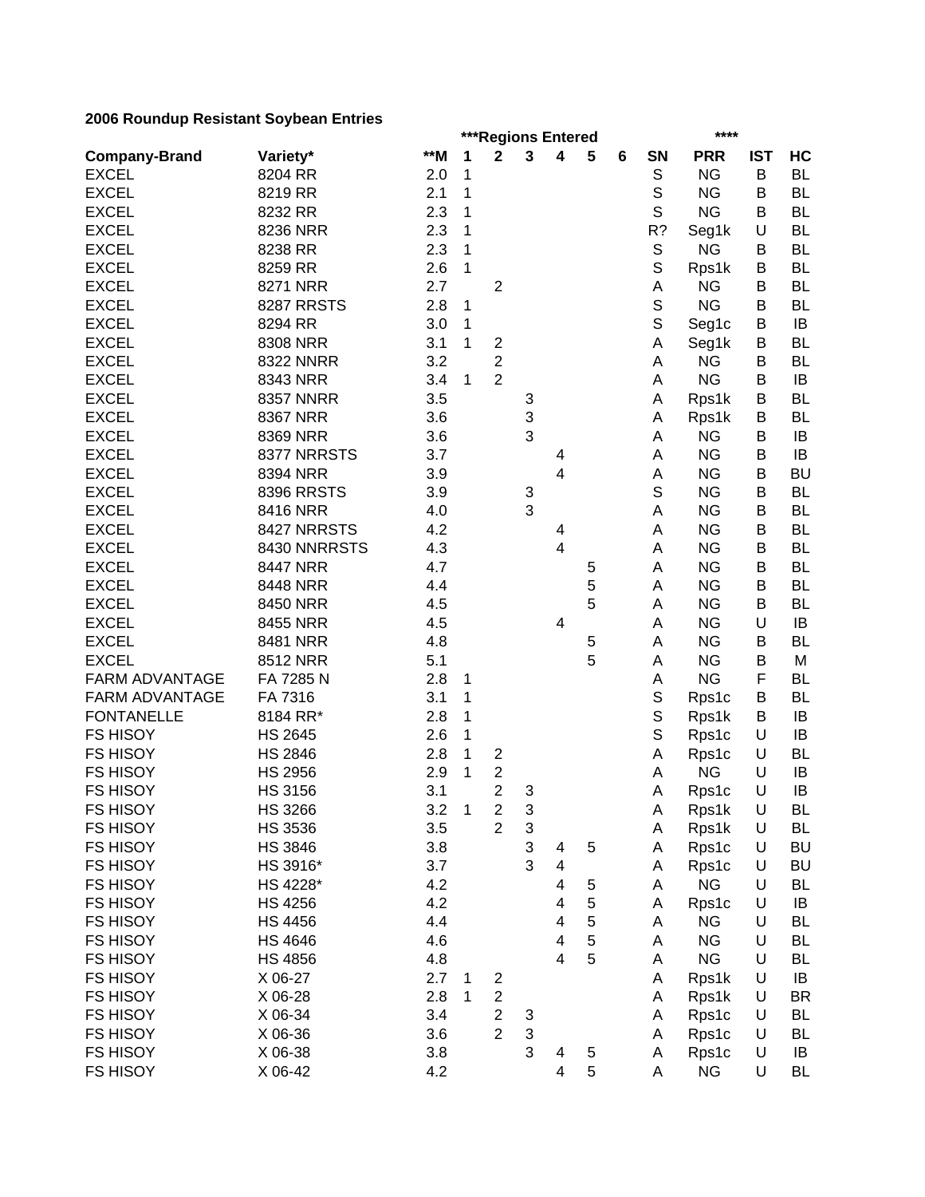**2006 Roundup Resistant Soybean Entries**

| | | | ***Regions Entered | | | | | | | **** | | |
|---|---|---|---|---|---|---|---|---|---|---|---|---|
| **Company-Brand** | **Variety*** | **\*\*M** | **1** | **2** | **3** | **4** | **5** | **6** | **SN** | **PRR** | **IST** | **HC** |
| EXCEL | 8204 RR | 2.0 | 1 | | | | | | S | NG | B | BL |
| EXCEL | 8219 RR | 2.1 | 1 | | | | | | S | NG | B | BL |
| EXCEL | 8232 RR | 2.3 | 1 | | | | | | S | NG | B | BL |
| EXCEL | 8236 NRR | 2.3 | 1 | | | | | | R? | Seg1k | U | BL |
| EXCEL | 8238 RR | 2.3 | 1 | | | | | | S | NG | B | BL |
| EXCEL | 8259 RR | 2.6 | 1 | | | | | | S | Rps1k | B | BL |
| EXCEL | 8271 NRR | 2.7 | | 2 | | | | | A | NG | B | BL |
| EXCEL | 8287 RRSTS | 2.8 | 1 | | | | | | S | NG | B | BL |
| EXCEL | 8294 RR | 3.0 | 1 | | | | | | S | Seg1c | B | IB |
| EXCEL | 8308 NRR | 3.1 | 1 | 2 | | | | | A | Seg1k | B | BL |
| EXCEL | 8322 NNRR | 3.2 | | 2 | | | | | A | NG | B | BL |
| EXCEL | 8343 NRR | 3.4 | 1 | 2 | | | | | A | NG | B | IB |
| EXCEL | 8357 NNRR | 3.5 | | | 3 | | | | A | Rps1k | B | BL |
| EXCEL | 8367 NRR | 3.6 | | | 3 | | | | A | Rps1k | B | BL |
| EXCEL | 8369 NRR | 3.6 | | | 3 | | | | A | NG | B | IB |
| EXCEL | 8377 NRRSTS | 3.7 | | | | 4 | | | A | NG | B | IB |
| EXCEL | 8394 NRR | 3.9 | | | | 4 | | | A | NG | B | BU |
| EXCEL | 8396 RRSTS | 3.9 | | | 3 | | | | S | NG | B | BL |
| EXCEL | 8416 NRR | 4.0 | | | 3 | | | | A | NG | B | BL |
| EXCEL | 8427 NRRSTS | 4.2 | | | | 4 | | | A | NG | B | BL |
| EXCEL | 8430 NNRRSTS | 4.3 | | | | 4 | | | A | NG | B | BL |
| EXCEL | 8447 NRR | 4.7 | | | | | 5 | | A | NG | B | BL |
| EXCEL | 8448 NRR | 4.4 | | | | | 5 | | A | NG | B | BL |
| EXCEL | 8450 NRR | 4.5 | | | | | 5 | | A | NG | B | BL |
| EXCEL | 8455 NRR | 4.5 | | | | 4 | | | A | NG | U | IB |
| EXCEL | 8481 NRR | 4.8 | | | | | 5 | | A | NG | B | BL |
| EXCEL | 8512 NRR | 5.1 | | | | | 5 | | A | NG | B | M |
| FARM ADVANTAGE | FA 7285 N | 2.8 | 1 | | | | | | A | NG | F | BL |
| FARM ADVANTAGE | FA 7316 | 3.1 | 1 | | | | | | S | Rps1c | B | BL |
| FONTANELLE | 8184 RR* | 2.8 | 1 | | | | | | S | Rps1k | B | IB |
| FS HISOY | HS 2645 | 2.6 | 1 | | | | | | S | Rps1c | U | IB |
| FS HISOY | HS 2846 | 2.8 | 1 | 2 | | | | | A | Rps1c | U | BL |
| FS HISOY | HS 2956 | 2.9 | 1 | 2 | | | | | A | NG | U | IB |
| FS HISOY | HS 3156 | 3.1 | | 2 | 3 | | | | A | Rps1c | U | IB |
| FS HISOY | HS 3266 | 3.2 | 1 | 2 | 3 | | | | A | Rps1k | U | BL |
| FS HISOY | HS 3536 | 3.5 | | 2 | 3 | | | | A | Rps1k | U | BL |
| FS HISOY | HS 3846 | 3.8 | | | 3 | 4 | 5 | | A | Rps1c | U | BU |
| FS HISOY | HS 3916* | 3.7 | | | 3 | 4 | | | A | Rps1c | U | BU |
| FS HISOY | HS 4228* | 4.2 | | | | 4 | 5 | | A | NG | U | BL |
| FS HISOY | HS 4256 | 4.2 | | | | 4 | 5 | | A | Rps1c | U | IB |
| FS HISOY | HS 4456 | 4.4 | | | | 4 | 5 | | A | NG | U | BL |
| FS HISOY | HS 4646 | 4.6 | | | | 4 | 5 | | A | NG | U | BL |
| FS HISOY | HS 4856 | 4.8 | | | | 4 | 5 | | A | NG | U | BL |
| FS HISOY | X 06-27 | 2.7 | 1 | 2 | | | | | A | Rps1k | U | IB |
| FS HISOY | X 06-28 | 2.8 | 1 | 2 | | | | | A | Rps1k | U | BR |
| FS HISOY | X 06-34 | 3.4 | | 2 | 3 | | | | A | Rps1c | U | BL |
| FS HISOY | X 06-36 | 3.6 | | 2 | 3 | | | | A | Rps1c | U | BL |
| FS HISOY | X 06-38 | 3.8 | | | 3 | 4 | 5 | | A | Rps1c | U | IB |
| FS HISOY | X 06-42 | 4.2 | | | | 4 | 5 | | A | NG | U | BL |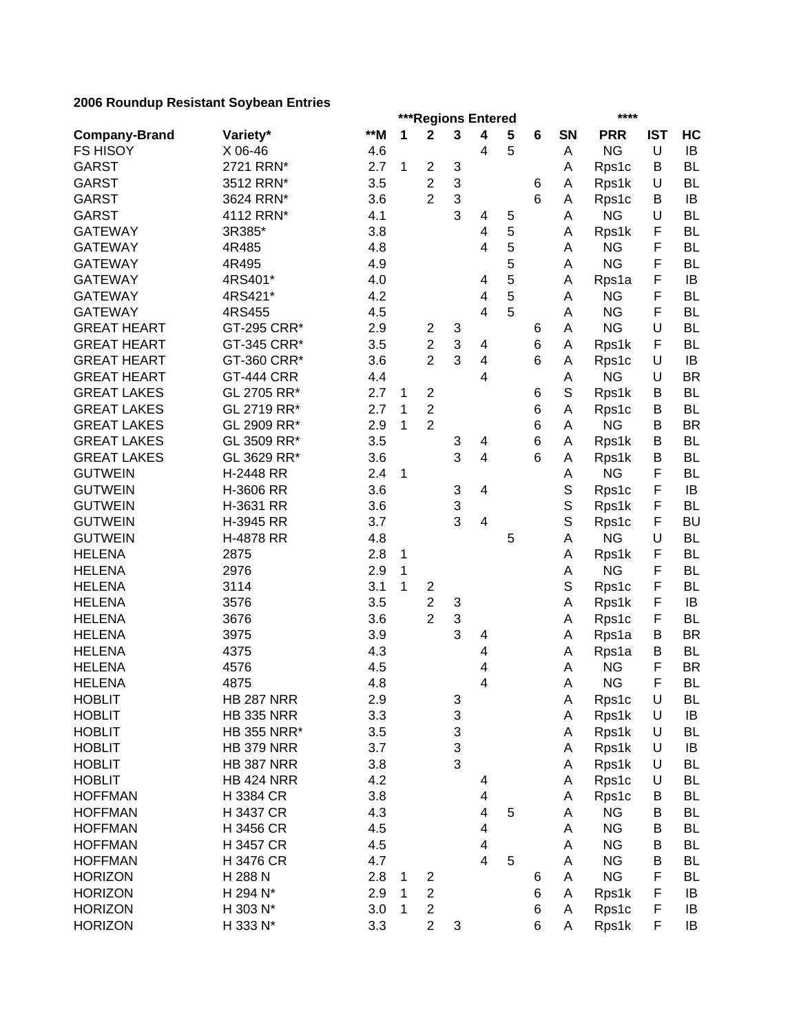**2006 Roundup Resistant Soybean Entries**

| Company-Brand | Variety* | **M | ***Regions Entered | | | | | | SN | **** PRR | IST | HC |
|---|---|---|---|---|---|---|---|---|---|---|---|---|
| | | | 1 | 2 | 3 | 4 | 5 | 6 | | | | |
| FS HISOY | X 06-46 | 4.6 | | | | 4 | 5 | | A | NG | U | IB |
| GARST | 2721 RRN* | 2.7 | 1 | 2 | 3 | | | | A | Rps1c | B | BL |
| GARST | 3512 RRN* | 3.5 | | 2 | 3 | | | 6 | A | Rps1k | U | BL |
| GARST | 3624 RRN* | 3.6 | | 2 | 3 | | | 6 | A | Rps1c | B | IB |
| GARST | 4112 RRN* | 4.1 | | | 3 | 4 | 5 | | A | NG | U | BL |
| GATEWAY | 3R385* | 3.8 | | | | 4 | 5 | | A | Rps1k | F | BL |
| GATEWAY | 4R485 | 4.8 | | | | 4 | 5 | | A | NG | F | BL |
| GATEWAY | 4R495 | 4.9 | | | | | 5 | | A | NG | F | BL |
| GATEWAY | 4RS401* | 4.0 | | | | 4 | 5 | | A | Rps1a | F | IB |
| GATEWAY | 4RS421* | 4.2 | | | | 4 | 5 | | A | NG | F | BL |
| GATEWAY | 4RS455 | 4.5 | | | | 4 | 5 | | A | NG | F | BL |
| GREAT HEART | GT-295 CRR* | 2.9 | | 2 | 3 | | | 6 | A | NG | U | BL |
| GREAT HEART | GT-345 CRR* | 3.5 | | 2 | 3 | 4 | | 6 | A | Rps1k | F | BL |
| GREAT HEART | GT-360 CRR* | 3.6 | | 2 | 3 | 4 | | 6 | A | Rps1c | U | IB |
| GREAT HEART | GT-444 CRR | 4.4 | | | | 4 | | | A | NG | U | BR |
| GREAT LAKES | GL 2705 RR* | 2.7 | 1 | 2 | | | | 6 | S | Rps1k | B | BL |
| GREAT LAKES | GL 2719 RR* | 2.7 | 1 | 2 | | | | 6 | A | Rps1c | B | BL |
| GREAT LAKES | GL 2909 RR* | 2.9 | 1 | 2 | | | | 6 | A | NG | B | BR |
| GREAT LAKES | GL 3509 RR* | 3.5 | | | 3 | 4 | | 6 | A | Rps1k | B | BL |
| GREAT LAKES | GL 3629 RR* | 3.6 | | | 3 | 4 | | 6 | A | Rps1k | B | BL |
| GUTWEIN | H-2448 RR | 2.4 | 1 | | | | | | A | NG | F | BL |
| GUTWEIN | H-3606 RR | 3.6 | | | 3 | 4 | | | S | Rps1c | F | IB |
| GUTWEIN | H-3631 RR | 3.6 | | | 3 | | | | S | Rps1k | F | BL |
| GUTWEIN | H-3945 RR | 3.7 | | | 3 | 4 | | | S | Rps1c | F | BU |
| GUTWEIN | H-4878 RR | 4.8 | | | | | 5 | | A | NG | U | BL |
| HELENA | 2875 | 2.8 | 1 | | | | | | A | Rps1k | F | BL |
| HELENA | 2976 | 2.9 | 1 | | | | | | A | NG | F | BL |
| HELENA | 3114 | 3.1 | 1 | 2 | | | | | S | Rps1c | F | BL |
| HELENA | 3576 | 3.5 | | 2 | 3 | | | | A | Rps1k | F | IB |
| HELENA | 3676 | 3.6 | | 2 | 3 | | | | A | Rps1c | F | BL |
| HELENA | 3975 | 3.9 | | | 3 | 4 | | | A | Rps1a | B | BR |
| HELENA | 4375 | 4.3 | | | | 4 | | | A | Rps1a | B | BL |
| HELENA | 4576 | 4.5 | | | | 4 | | | A | NG | F | BR |
| HELENA | 4875 | 4.8 | | | | 4 | | | A | NG | F | BL |
| HOBLIT | HB 287 NRR | 2.9 | | | 3 | | | | A | Rps1c | U | BL |
| HOBLIT | HB 335 NRR | 3.3 | | | 3 | | | | A | Rps1k | U | IB |
| HOBLIT | HB 355 NRR* | 3.5 | | | 3 | | | | A | Rps1k | U | BL |
| HOBLIT | HB 379 NRR | 3.7 | | | 3 | | | | A | Rps1k | U | IB |
| HOBLIT | HB 387 NRR | 3.8 | | | 3 | | | | A | Rps1k | U | BL |
| HOBLIT | HB 424 NRR | 4.2 | | | | 4 | | | A | Rps1c | U | BL |
| HOFFMAN | H 3384 CR | 3.8 | | | | 4 | | | A | Rps1c | B | BL |
| HOFFMAN | H 3437 CR | 4.3 | | | | 4 | 5 | | A | NG | B | BL |
| HOFFMAN | H 3456 CR | 4.5 | | | | 4 | | | A | NG | B | BL |
| HOFFMAN | H 3457 CR | 4.5 | | | | 4 | | | A | NG | B | BL |
| HOFFMAN | H 3476 CR | 4.7 | | | | 4 | 5 | | A | NG | B | BL |
| HORIZON | H 288 N | 2.8 | 1 | 2 | | | | 6 | A | NG | F | BL |
| HORIZON | H 294 N* | 2.9 | 1 | 2 | | | | 6 | A | Rps1k | F | IB |
| HORIZON | H 303 N* | 3.0 | 1 | 2 | | | | 6 | A | Rps1c | F | IB |
| HORIZON | H 333 N* | 3.3 | | 2 | 3 | | | 6 | A | Rps1k | F | IB |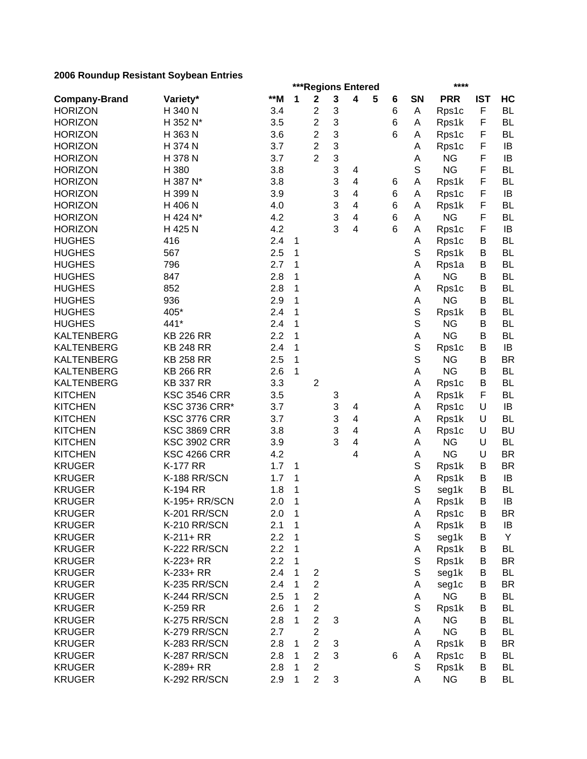**2006 Roundup Resistant Soybean Entries**

| | | | ***Regions Entered | | | | | | | **** | | |
|---|---|---|---|---|---|---|---|---|---|---|---|---|
| **Company-Brand** | **Variety*** | **\*\*M** | **1** | **2** | **3** | **4** | **5** | **6** | **SN** | **PRR** | **IST** | **HC** |
| HORIZON | H 340 N | 3.4 | | 2 | 3 | | | 6 | A | Rps1c | F | BL |
| HORIZON | H 352 N* | 3.5 | | 2 | 3 | | | 6 | A | Rps1k | F | BL |
| HORIZON | H 363 N | 3.6 | | 2 | 3 | | | 6 | A | Rps1c | F | BL |
| HORIZON | H 374 N | 3.7 | | 2 | 3 | | | | A | Rps1c | F | IB |
| HORIZON | H 378 N | 3.7 | | 2 | 3 | | | | A | NG | F | IB |
| HORIZON | H 380 | 3.8 | | | 3 | 4 | | | S | NG | F | BL |
| HORIZON | H 387 N* | 3.8 | | | 3 | 4 | | 6 | A | Rps1k | F | BL |
| HORIZON | H 399 N | 3.9 | | | 3 | 4 | | 6 | A | Rps1c | F | IB |
| HORIZON | H 406 N | 4.0 | | | 3 | 4 | | 6 | A | Rps1k | F | BL |
| HORIZON | H 424 N* | 4.2 | | | 3 | 4 | | 6 | A | NG | F | BL |
| HORIZON | H 425 N | 4.2 | | | 3 | 4 | | 6 | A | Rps1c | F | IB |
| HUGHES | 416 | 2.4 | 1 | | | | | | A | Rps1c | B | BL |
| HUGHES | 567 | 2.5 | 1 | | | | | | S | Rps1k | B | BL |
| HUGHES | 796 | 2.7 | 1 | | | | | | A | Rps1a | B | BL |
| HUGHES | 847 | 2.8 | 1 | | | | | | A | NG | B | BL |
| HUGHES | 852 | 2.8 | 1 | | | | | | A | Rps1c | B | BL |
| HUGHES | 936 | 2.9 | 1 | | | | | | A | NG | B | BL |
| HUGHES | 405* | 2.4 | 1 | | | | | | S | Rps1k | B | BL |
| HUGHES | 441* | 2.4 | 1 | | | | | | S | NG | B | BL |
| KALTENBERG | KB 226 RR | 2.2 | 1 | | | | | | A | NG | B | BL |
| KALTENBERG | KB 248 RR | 2.4 | 1 | | | | | | S | Rps1c | B | IB |
| KALTENBERG | KB 258 RR | 2.5 | 1 | | | | | | S | NG | B | BR |
| KALTENBERG | KB 266 RR | 2.6 | 1 | | | | | | A | NG | B | BL |
| KALTENBERG | KB 337 RR | 3.3 | | 2 | | | | | A | Rps1c | B | BL |
| KITCHEN | KSC 3546 CRR | 3.5 | | | 3 | | | | A | Rps1k | F | BL |
| KITCHEN | KSC 3736 CRR* | 3.7 | | | 3 | 4 | | | A | Rps1c | U | IB |
| KITCHEN | KSC 3776 CRR | 3.7 | | | 3 | 4 | | | A | Rps1k | U | BL |
| KITCHEN | KSC 3869 CRR | 3.8 | | | 3 | 4 | | | A | Rps1c | U | BU |
| KITCHEN | KSC 3902 CRR | 3.9 | | | 3 | 4 | | | A | NG | U | BL |
| KITCHEN | KSC 4266 CRR | 4.2 | | | | 4 | | | A | NG | U | BR |
| KRUGER | K-177 RR | 1.7 | 1 | | | | | | S | Rps1k | B | BR |
| KRUGER | K-188 RR/SCN | 1.7 | 1 | | | | | | A | Rps1k | B | IB |
| KRUGER | K-194 RR | 1.8 | 1 | | | | | | S | seg1k | B | BL |
| KRUGER | K-195+ RR/SCN | 2.0 | 1 | | | | | | A | Rps1k | B | IB |
| KRUGER | K-201 RR/SCN | 2.0 | 1 | | | | | | A | Rps1c | B | BR |
| KRUGER | K-210 RR/SCN | 2.1 | 1 | | | | | | A | Rps1k | B | IB |
| KRUGER | K-211+ RR | 2.2 | 1 | | | | | | S | seg1k | B | Y |
| KRUGER | K-222 RR/SCN | 2.2 | 1 | | | | | | A | Rps1k | B | BL |
| KRUGER | K-223+ RR | 2.2 | 1 | | | | | | S | Rps1k | B | BR |
| KRUGER | K-233+ RR | 2.4 | 1 | 2 | | | | | S | seg1k | B | BL |
| KRUGER | K-235 RR/SCN | 2.4 | 1 | 2 | | | | | A | seg1c | B | BR |
| KRUGER | K-244 RR/SCN | 2.5 | 1 | 2 | | | | | A | NG | B | BL |
| KRUGER | K-259 RR | 2.6 | 1 | 2 | | | | | S | Rps1k | B | BL |
| KRUGER | K-275 RR/SCN | 2.8 | 1 | 2 | 3 | | | | A | NG | B | BL |
| KRUGER | K-279 RR/SCN | 2.7 | | 2 | | | | | A | NG | B | BL |
| KRUGER | K-283 RR/SCN | 2.8 | 1 | 2 | 3 | | | | A | Rps1k | B | BR |
| KRUGER | K-287 RR/SCN | 2.8 | 1 | 2 | 3 | | | 6 | A | Rps1c | B | BL |
| KRUGER | K-289+ RR | 2.8 | 1 | 2 | | | | | S | Rps1k | B | BL |
| KRUGER | K-292 RR/SCN | 2.9 | 1 | 2 | 3 | | | | A | NG | B | BL |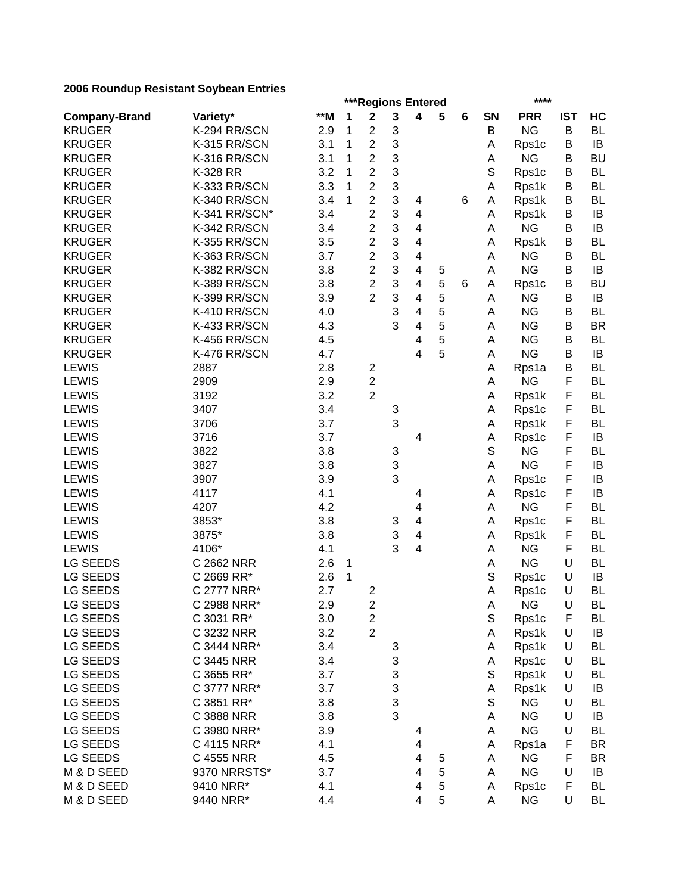**2006 Roundup Resistant Soybean Entries**

| | | | ***Regions Entered | | | | | | | **** | | |
|---|---|---|---|---|---|---|---|---|---|---|---|---|
| **Company-Brand** | **Variety*** | **M | **1** | **2** | **3** | **4** | **5** | **6** | **SN** | **PRR** | **IST** | **HC** |
| KRUGER | K-294 RR/SCN | 2.9 | 1 | 2 | 3 | | | | B | NG | B | BL |
| KRUGER | K-315 RR/SCN | 3.1 | 1 | 2 | 3 | | | | A | Rps1c | B | IB |
| KRUGER | K-316 RR/SCN | 3.1 | 1 | 2 | 3 | | | | A | NG | B | BU |
| KRUGER | K-328 RR | 3.2 | 1 | 2 | 3 | | | | S | Rps1c | B | BL |
| KRUGER | K-333 RR/SCN | 3.3 | 1 | 2 | 3 | | | | A | Rps1k | B | BL |
| KRUGER | K-340 RR/SCN | 3.4 | 1 | 2 | 3 | 4 | | 6 | A | Rps1k | B | BL |
| KRUGER | K-341 RR/SCN* | 3.4 | | 2 | 3 | 4 | | | A | Rps1k | B | IB |
| KRUGER | K-342 RR/SCN | 3.4 | | 2 | 3 | 4 | | | A | NG | B | IB |
| KRUGER | K-355 RR/SCN | 3.5 | | 2 | 3 | 4 | | | A | Rps1k | B | BL |
| KRUGER | K-363 RR/SCN | 3.7 | | 2 | 3 | 4 | | | A | NG | B | BL |
| KRUGER | K-382 RR/SCN | 3.8 | | 2 | 3 | 4 | 5 | | A | NG | B | IB |
| KRUGER | K-389 RR/SCN | 3.8 | | 2 | 3 | 4 | 5 | 6 | A | Rps1c | B | BU |
| KRUGER | K-399 RR/SCN | 3.9 | | 2 | 3 | 4 | 5 | | A | NG | B | IB |
| KRUGER | K-410 RR/SCN | 4.0 | | | 3 | 4 | 5 | | A | NG | B | BL |
| KRUGER | K-433 RR/SCN | 4.3 | | | 3 | 4 | 5 | | A | NG | B | BR |
| KRUGER | K-456 RR/SCN | 4.5 | | | | 4 | 5 | | A | NG | B | BL |
| KRUGER | K-476 RR/SCN | 4.7 | | | | 4 | 5 | | A | NG | B | IB |
| LEWIS | 2887 | 2.8 | | 2 | | | | | A | Rps1a | B | BL |
| LEWIS | 2909 | 2.9 | | 2 | | | | | A | NG | F | BL |
| LEWIS | 3192 | 3.2 | | 2 | | | | | A | Rps1k | F | BL |
| LEWIS | 3407 | 3.4 | | | 3 | | | | A | Rps1c | F | BL |
| LEWIS | 3706 | 3.7 | | | 3 | | | | A | Rps1k | F | BL |
| LEWIS | 3716 | 3.7 | | | | 4 | | | A | Rps1c | F | IB |
| LEWIS | 3822 | 3.8 | | | 3 | | | | S | NG | F | BL |
| LEWIS | 3827 | 3.8 | | | 3 | | | | A | NG | F | IB |
| LEWIS | 3907 | 3.9 | | | 3 | | | | A | Rps1c | F | IB |
| LEWIS | 4117 | 4.1 | | | | 4 | | | A | Rps1c | F | IB |
| LEWIS | 4207 | 4.2 | | | | 4 | | | A | NG | F | BL |
| LEWIS | 3853* | 3.8 | | | 3 | 4 | | | A | Rps1c | F | BL |
| LEWIS | 3875* | 3.8 | | | 3 | 4 | | | A | Rps1k | F | BL |
| LEWIS | 4106* | 4.1 | | | 3 | 4 | | | A | NG | F | BL |
| LG SEEDS | C 2662 NRR | 2.6 | 1 | | | | | | A | NG | U | BL |
| LG SEEDS | C 2669 RR* | 2.6 | 1 | | | | | | S | Rps1c | U | IB |
| LG SEEDS | C 2777 NRR* | 2.7 | | 2 | | | | | A | Rps1c | U | BL |
| LG SEEDS | C 2988 NRR* | 2.9 | | 2 | | | | | A | NG | U | BL |
| LG SEEDS | C 3031 RR* | 3.0 | | 2 | | | | | S | Rps1c | F | BL |
| LG SEEDS | C 3232 NRR | 3.2 | | 2 | | | | | A | Rps1k | U | IB |
| LG SEEDS | C 3444 NRR* | 3.4 | | | 3 | | | | A | Rps1k | U | BL |
| LG SEEDS | C 3445 NRR | 3.4 | | | 3 | | | | A | Rps1c | U | BL |
| LG SEEDS | C 3655 RR* | 3.7 | | | 3 | | | | S | Rps1k | U | BL |
| LG SEEDS | C 3777 NRR* | 3.7 | | | 3 | | | | A | Rps1k | U | IB |
| LG SEEDS | C 3851 RR* | 3.8 | | | 3 | | | | S | NG | U | BL |
| LG SEEDS | C 3888 NRR | 3.8 | | | 3 | | | | A | NG | U | IB |
| LG SEEDS | C 3980 NRR* | 3.9 | | | | 4 | | | A | NG | U | BL |
| LG SEEDS | C 4115 NRR* | 4.1 | | | | 4 | | | A | Rps1a | F | BR |
| LG SEEDS | C 4555 NRR | 4.5 | | | | 4 | 5 | | A | NG | F | BR |
| M & D SEED | 9370 NRRSTS* | 3.7 | | | | 4 | 5 | | A | NG | U | IB |
| M & D SEED | 9410 NRR* | 4.1 | | | | 4 | 5 | | A | Rps1c | F | BL |
| M & D SEED | 9440 NRR* | 4.4 | | | | 4 | 5 | | A | NG | U | BL |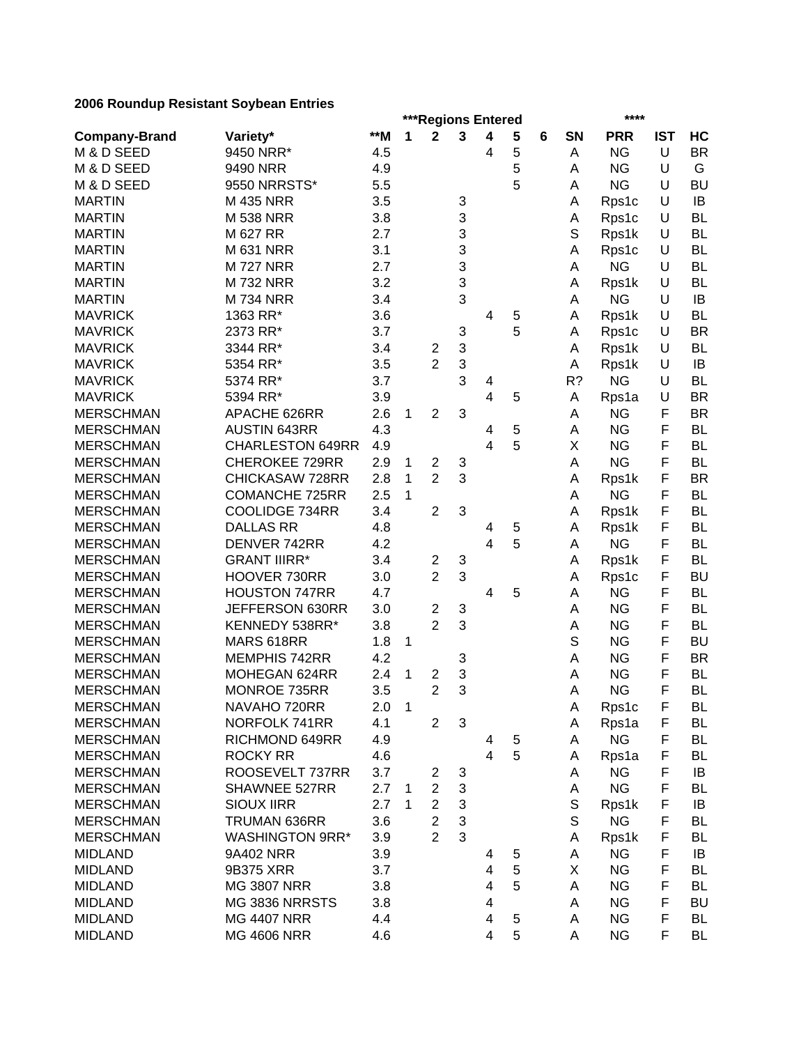**2006 Roundup Resistant Soybean Entries**

| Company-Brand | Variety* | **M | ***Regions Entered | | | | | | SN | **** PRR | IST | HC |
|---|---|---|---|---|---|---|---|---|---|---|---|---|
| | | | 1 | 2 | 3 | 4 | 5 | 6 | | | | |
| M & D SEED | 9450 NRR* | 4.5 | | | | 4 | 5 | | A | NG | U | BR |
| M & D SEED | 9490 NRR | 4.9 | | | | | 5 | | A | NG | U | G |
| M & D SEED | 9550 NRRSTS* | 5.5 | | | | | 5 | | A | NG | U | BU |
| MARTIN | M 435 NRR | 3.5 | | | 3 | | | | A | Rps1c | U | IB |
| MARTIN | M 538 NRR | 3.8 | | | 3 | | | | A | Rps1c | U | BL |
| MARTIN | M 627 RR | 2.7 | | | 3 | | | | S | Rps1k | U | BL |
| MARTIN | M 631 NRR | 3.1 | | | 3 | | | | A | Rps1c | U | BL |
| MARTIN | M 727 NRR | 2.7 | | | 3 | | | | A | NG | U | BL |
| MARTIN | M 732 NRR | 3.2 | | | 3 | | | | A | Rps1k | U | BL |
| MARTIN | M 734 NRR | 3.4 | | | 3 | | | | A | NG | U | IB |
| MAVRICK | 1363 RR* | 3.6 | | | | 4 | 5 | | A | Rps1k | U | BL |
| MAVRICK | 2373 RR* | 3.7 | | | 3 | | 5 | | A | Rps1c | U | BR |
| MAVRICK | 3344 RR* | 3.4 | | 2 | 3 | | | | A | Rps1k | U | BL |
| MAVRICK | 5354 RR* | 3.5 | | 2 | 3 | | | | A | Rps1k | U | IB |
| MAVRICK | 5374 RR* | 3.7 | | | 3 | 4 | | | R? | NG | U | BL |
| MAVRICK | 5394 RR* | 3.9 | | | | 4 | 5 | | A | Rps1a | U | BR |
| MERSCHMAN | APACHE 626RR | 2.6 | 1 | 2 | 3 | | | | A | NG | F | BR |
| MERSCHMAN | AUSTIN 643RR | 4.3 | | | | 4 | 5 | | A | NG | F | BL |
| MERSCHMAN | CHARLESTON 649RR | 4.9 | | | | 4 | 5 | | X | NG | F | BL |
| MERSCHMAN | CHEROKEE 729RR | 2.9 | 1 | 2 | 3 | | | | A | NG | F | BL |
| MERSCHMAN | CHICKASAW 728RR | 2.8 | 1 | 2 | 3 | | | | A | Rps1k | F | BR |
| MERSCHMAN | COMANCHE 725RR | 2.5 | 1 | | | | | | A | NG | F | BL |
| MERSCHMAN | COOLIDGE 734RR | 3.4 | | 2 | 3 | | | | A | Rps1k | F | BL |
| MERSCHMAN | DALLAS RR | 4.8 | | | | 4 | 5 | | A | Rps1k | F | BL |
| MERSCHMAN | DENVER 742RR | 4.2 | | | | 4 | 5 | | A | NG | F | BL |
| MERSCHMAN | GRANT IIIRR* | 3.4 | | 2 | 3 | | | | A | Rps1k | F | BL |
| MERSCHMAN | HOOVER 730RR | 3.0 | | 2 | 3 | | | | A | Rps1c | F | BU |
| MERSCHMAN | HOUSTON 747RR | 4.7 | | | | 4 | 5 | | A | NG | F | BL |
| MERSCHMAN | JEFFERSON 630RR | 3.0 | | 2 | 3 | | | | A | NG | F | BL |
| MERSCHMAN | KENNEDY 538RR* | 3.8 | | 2 | 3 | | | | A | NG | F | BL |
| MERSCHMAN | MARS 618RR | 1.8 | 1 | | | | | | S | NG | F | BU |
| MERSCHMAN | MEMPHIS 742RR | 4.2 | | | 3 | | | | A | NG | F | BR |
| MERSCHMAN | MOHEGAN 624RR | 2.4 | 1 | 2 | 3 | | | | A | NG | F | BL |
| MERSCHMAN | MONROE 735RR | 3.5 | | 2 | 3 | | | | A | NG | F | BL |
| MERSCHMAN | NAVAHO 720RR | 2.0 | 1 | | | | | | A | Rps1c | F | BL |
| MERSCHMAN | NORFOLK 741RR | 4.1 | | 2 | 3 | | | | A | Rps1a | F | BL |
| MERSCHMAN | RICHMOND 649RR | 4.9 | | | | 4 | 5 | | A | NG | F | BL |
| MERSCHMAN | ROCKY RR | 4.6 | | | | 4 | 5 | | A | Rps1a | F | BL |
| MERSCHMAN | ROOSEVELT 737RR | 3.7 | | 2 | 3 | | | | A | NG | F | IB |
| MERSCHMAN | SHAWNEE 527RR | 2.7 | 1 | 2 | 3 | | | | A | NG | F | BL |
| MERSCHMAN | SIOUX IIRR | 2.7 | 1 | 2 | 3 | | | | S | Rps1k | F | IB |
| MERSCHMAN | TRUMAN 636RR | 3.6 | | 2 | 3 | | | | S | NG | F | BL |
| MERSCHMAN | WASHINGTON 9RR* | 3.9 | | 2 | 3 | | | | A | Rps1k | F | BL |
| MIDLAND | 9A402 NRR | 3.9 | | | | 4 | 5 | | A | NG | F | IB |
| MIDLAND | 9B375 XRR | 3.7 | | | | 4 | 5 | | X | NG | F | BL |
| MIDLAND | MG 3807 NRR | 3.8 | | | | 4 | 5 | | A | NG | F | BL |
| MIDLAND | MG 3836 NRRSTS | 3.8 | | | | 4 | | | A | NG | F | BU |
| MIDLAND | MG 4407 NRR | 4.4 | | | | 4 | 5 | | A | NG | F | BL |
| MIDLAND | MG 4606 NRR | 4.6 | | | | 4 | 5 | | A | NG | F | BL |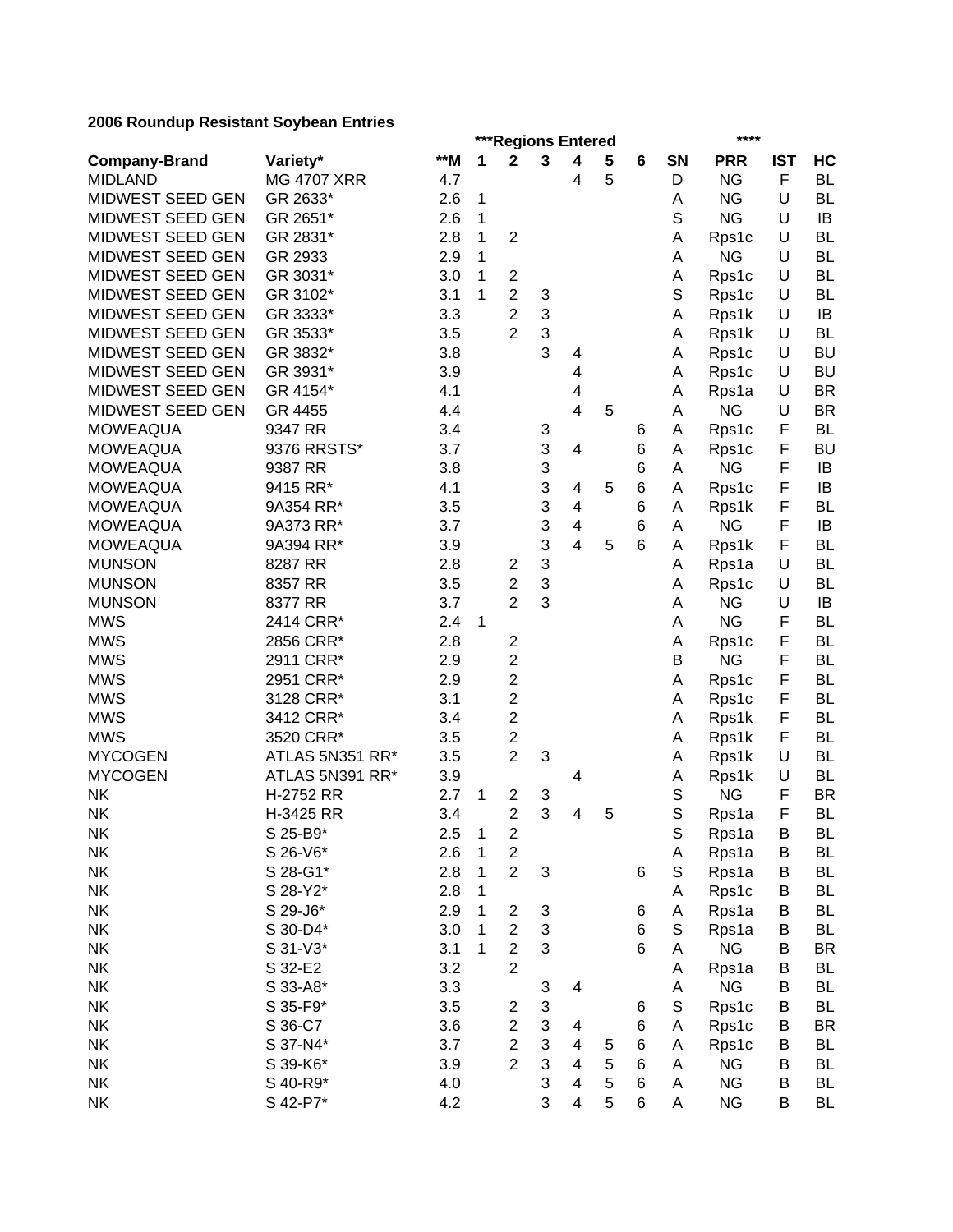**2006 Roundup Resistant Soybean Entries**

| | | | ***Regions Entered | | | | | | | **** | | |
|---|---|---|---|---|---|---|---|---|---|---|---|---|
| **Company-Brand** | **Variety*** | **\*\*M** | **1** | **2** | **3** | **4** | **5** | **6** | **SN** | **PRR** | **IST** | **HC** |
| MIDLAND | MG 4707 XRR | 4.7 | | | | 4 | 5 | | D | NG | F | BL |
| MIDWEST SEED GEN | GR 2633* | 2.6 | 1 | | | | | | A | NG | U | BL |
| MIDWEST SEED GEN | GR 2651* | 2.6 | 1 | | | | | | S | NG | U | IB |
| MIDWEST SEED GEN | GR 2831* | 2.8 | 1 | 2 | | | | | A | Rps1c | U | BL |
| MIDWEST SEED GEN | GR 2933 | 2.9 | 1 | | | | | | A | NG | U | BL |
| MIDWEST SEED GEN | GR 3031* | 3.0 | 1 | 2 | | | | | A | Rps1c | U | BL |
| MIDWEST SEED GEN | GR 3102* | 3.1 | 1 | 2 | 3 | | | | S | Rps1c | U | BL |
| MIDWEST SEED GEN | GR 3333* | 3.3 | | 2 | 3 | | | | A | Rps1k | U | IB |
| MIDWEST SEED GEN | GR 3533* | 3.5 | | 2 | 3 | | | | A | Rps1k | U | BL |
| MIDWEST SEED GEN | GR 3832* | 3.8 | | | 3 | 4 | | | A | Rps1c | U | BU |
| MIDWEST SEED GEN | GR 3931* | 3.9 | | | | 4 | | | A | Rps1c | U | BU |
| MIDWEST SEED GEN | GR 4154* | 4.1 | | | | 4 | | | A | Rps1a | U | BR |
| MIDWEST SEED GEN | GR 4455 | 4.4 | | | | 4 | 5 | | A | NG | U | BR |
| MOWEAQUA | 9347 RR | 3.4 | | | 3 | | | 6 | A | Rps1c | F | BL |
| MOWEAQUA | 9376 RRSTS* | 3.7 | | | 3 | 4 | | 6 | A | Rps1c | F | BU |
| MOWEAQUA | 9387 RR | 3.8 | | | 3 | | | 6 | A | NG | F | IB |
| MOWEAQUA | 9415 RR* | 4.1 | | | 3 | 4 | 5 | 6 | A | Rps1c | F | IB |
| MOWEAQUA | 9A354 RR* | 3.5 | | | 3 | 4 | | 6 | A | Rps1k | F | BL |
| MOWEAQUA | 9A373 RR* | 3.7 | | | 3 | 4 | | 6 | A | NG | F | IB |
| MOWEAQUA | 9A394 RR* | 3.9 | | | 3 | 4 | 5 | 6 | A | Rps1k | F | BL |
| MUNSON | 8287 RR | 2.8 | | 2 | 3 | | | | A | Rps1a | U | BL |
| MUNSON | 8357 RR | 3.5 | | 2 | 3 | | | | A | Rps1c | U | BL |
| MUNSON | 8377 RR | 3.7 | | 2 | 3 | | | | A | NG | U | IB |
| MWS | 2414 CRR* | 2.4 | 1 | | | | | | A | NG | F | BL |
| MWS | 2856 CRR* | 2.8 | | 2 | | | | | A | Rps1c | F | BL |
| MWS | 2911 CRR* | 2.9 | | 2 | | | | | B | NG | F | BL |
| MWS | 2951 CRR* | 2.9 | | 2 | | | | | A | Rps1c | F | BL |
| MWS | 3128 CRR* | 3.1 | | 2 | | | | | A | Rps1c | F | BL |
| MWS | 3412 CRR* | 3.4 | | 2 | | | | | A | Rps1k | F | BL |
| MWS | 3520 CRR* | 3.5 | | 2 | | | | | A | Rps1k | F | BL |
| MYCOGEN | ATLAS 5N351 RR* | 3.5 | | 2 | 3 | | | | A | Rps1k | U | BL |
| MYCOGEN | ATLAS 5N391 RR* | 3.9 | | | | 4 | | | A | Rps1k | U | BL |
| NK | H-2752 RR | 2.7 | 1 | 2 | 3 | | | | S | NG | F | BR |
| NK | H-3425 RR | 3.4 | | 2 | 3 | 4 | 5 | | S | Rps1a | F | BL |
| NK | S 25-B9* | 2.5 | 1 | 2 | | | | | S | Rps1a | B | BL |
| NK | S 26-V6* | 2.6 | 1 | 2 | | | | | A | Rps1a | B | BL |
| NK | S 28-G1* | 2.8 | 1 | 2 | 3 | | | 6 | S | Rps1a | B | BL |
| NK | S 28-Y2* | 2.8 | 1 | | | | | | A | Rps1c | B | BL |
| NK | S 29-J6* | 2.9 | 1 | 2 | 3 | | | 6 | A | Rps1a | B | BL |
| NK | S 30-D4* | 3.0 | 1 | 2 | 3 | | | 6 | S | Rps1a | B | BL |
| NK | S 31-V3* | 3.1 | 1 | 2 | 3 | | | 6 | A | NG | B | BR |
| NK | S 32-E2 | 3.2 | | 2 | | | | | A | Rps1a | B | BL |
| NK | S 33-A8* | 3.3 | | | 3 | 4 | | | A | NG | B | BL |
| NK | S 35-F9* | 3.5 | | 2 | 3 | | | 6 | S | Rps1c | B | BL |
| NK | S 36-C7 | 3.6 | | 2 | 3 | 4 | | 6 | A | Rps1c | B | BR |
| NK | S 37-N4* | 3.7 | | 2 | 3 | 4 | 5 | 6 | A | Rps1c | B | BL |
| NK | S 39-K6* | 3.9 | | 2 | 3 | 4 | 5 | 6 | A | NG | B | BL |
| NK | S 40-R9* | 4.0 | | | 3 | 4 | 5 | 6 | A | NG | B | BL |
| NK | S 42-P7* | 4.2 | | | 3 | 4 | 5 | 6 | A | NG | B | BL |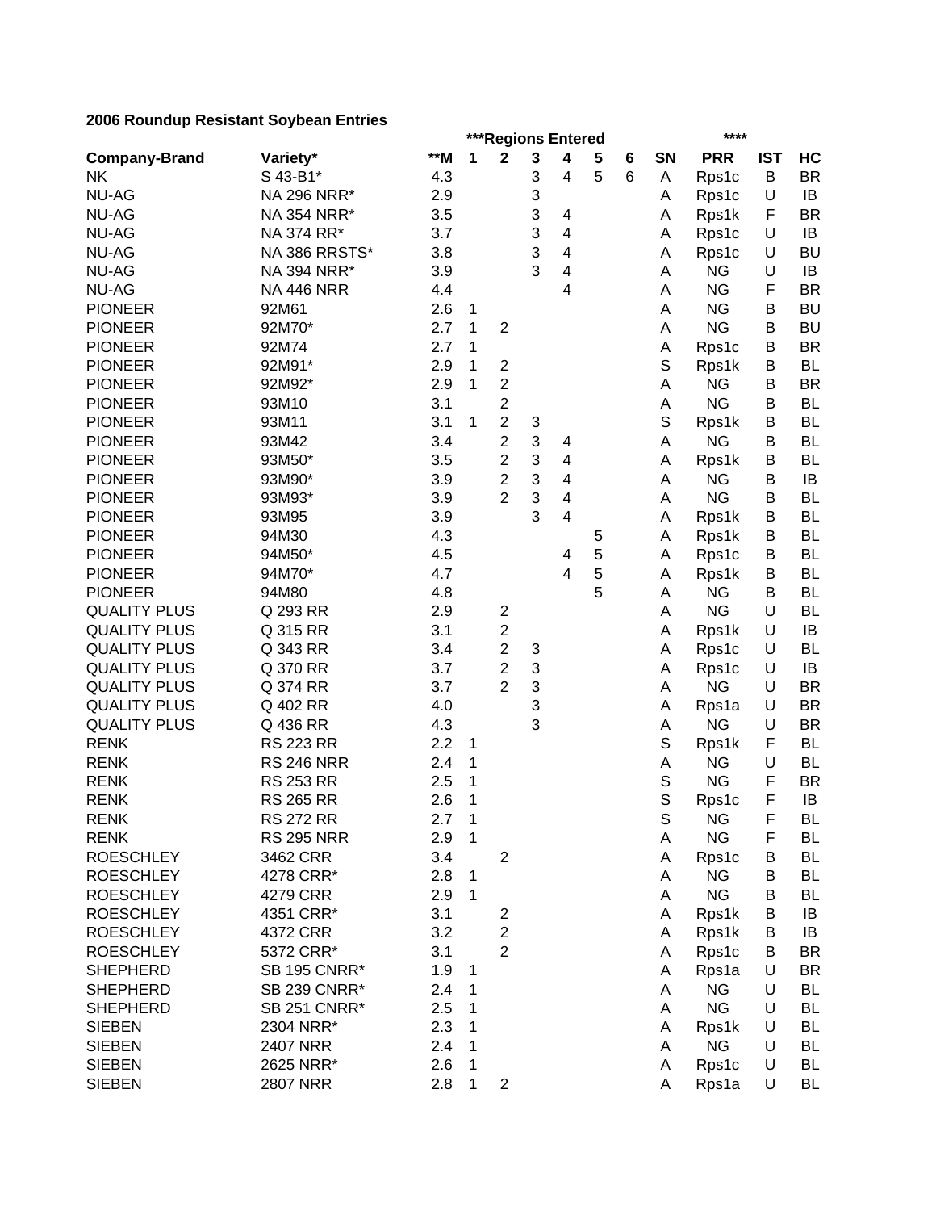**2006 Roundup Resistant Soybean Entries**

| | | | ***Regions Entered | | | | | | | **** | | |
|---|---|---|---|---|---|---|---|---|---|---|---|---|
| **Company-Brand** | **Variety*** | ****M** | **1** | **2** | **3** | **4** | **5** | **6** | **SN** | **PRR** | **IST** | **HC** |
| NK | S 43-B1* | 4.3 | | | 3 | 4 | 5 | 6 | A | Rps1c | B | BR |
| NU-AG | NA 296 NRR* | 2.9 | | | 3 | | | | A | Rps1c | U | IB |
| NU-AG | NA 354 NRR* | 3.5 | | | 3 | 4 | | | A | Rps1k | F | BR |
| NU-AG | NA 374 RR* | 3.7 | | | 3 | 4 | | | A | Rps1c | U | IB |
| NU-AG | NA 386 RRSTS* | 3.8 | | | 3 | 4 | | | A | Rps1c | U | BU |
| NU-AG | NA 394 NRR* | 3.9 | | | 3 | 4 | | | A | NG | U | IB |
| NU-AG | NA 446 NRR | 4.4 | | | | 4 | | | A | NG | F | BR |
| PIONEER | 92M61 | 2.6 | 1 | | | | | | A | NG | B | BU |
| PIONEER | 92M70* | 2.7 | 1 | 2 | | | | | A | NG | B | BU |
| PIONEER | 92M74 | 2.7 | 1 | | | | | | A | Rps1c | B | BR |
| PIONEER | 92M91* | 2.9 | 1 | 2 | | | | | S | Rps1k | B | BL |
| PIONEER | 92M92* | 2.9 | 1 | 2 | | | | | A | NG | B | BR |
| PIONEER | 93M10 | 3.1 | | 2 | | | | | A | NG | B | BL |
| PIONEER | 93M11 | 3.1 | 1 | 2 | 3 | | | | S | Rps1k | B | BL |
| PIONEER | 93M42 | 3.4 | | 2 | 3 | 4 | | | A | NG | B | BL |
| PIONEER | 93M50* | 3.5 | | 2 | 3 | 4 | | | A | Rps1k | B | BL |
| PIONEER | 93M90* | 3.9 | | 2 | 3 | 4 | | | A | NG | B | IB |
| PIONEER | 93M93* | 3.9 | | 2 | 3 | 4 | | | A | NG | B | BL |
| PIONEER | 93M95 | 3.9 | | | 3 | 4 | | | A | Rps1k | B | BL |
| PIONEER | 94M30 | 4.3 | | | | | 5 | | A | Rps1k | B | BL |
| PIONEER | 94M50* | 4.5 | | | | 4 | 5 | | A | Rps1c | B | BL |
| PIONEER | 94M70* | 4.7 | | | | 4 | 5 | | A | Rps1k | B | BL |
| PIONEER | 94M80 | 4.8 | | | | | 5 | | A | NG | B | BL |
| QUALITY PLUS | Q 293 RR | 2.9 | | 2 | | | | | A | NG | U | BL |
| QUALITY PLUS | Q 315 RR | 3.1 | | 2 | | | | | A | Rps1k | U | IB |
| QUALITY PLUS | Q 343 RR | 3.4 | | 2 | 3 | | | | A | Rps1c | U | BL |
| QUALITY PLUS | Q 370 RR | 3.7 | | 2 | 3 | | | | A | Rps1c | U | IB |
| QUALITY PLUS | Q 374 RR | 3.7 | | 2 | 3 | | | | A | NG | U | BR |
| QUALITY PLUS | Q 402 RR | 4.0 | | | 3 | | | | A | Rps1a | U | BR |
| QUALITY PLUS | Q 436 RR | 4.3 | | | 3 | | | | A | NG | U | BR |
| RENK | RS 223 RR | 2.2 | 1 | | | | | | S | Rps1k | F | BL |
| RENK | RS 246 NRR | 2.4 | 1 | | | | | | A | NG | U | BL |
| RENK | RS 253 RR | 2.5 | 1 | | | | | | S | NG | F | BR |
| RENK | RS 265 RR | 2.6 | 1 | | | | | | S | Rps1c | F | IB |
| RENK | RS 272 RR | 2.7 | 1 | | | | | | S | NG | F | BL |
| RENK | RS 295 NRR | 2.9 | 1 | | | | | | A | NG | F | BL |
| ROESCHLEY | 3462 CRR | 3.4 | | 2 | | | | | A | Rps1c | B | BL |
| ROESCHLEY | 4278 CRR* | 2.8 | 1 | | | | | | A | NG | B | BL |
| ROESCHLEY | 4279 CRR | 2.9 | 1 | | | | | | A | NG | B | BL |
| ROESCHLEY | 4351 CRR* | 3.1 | | 2 | | | | | A | Rps1k | B | IB |
| ROESCHLEY | 4372 CRR | 3.2 | | 2 | | | | | A | Rps1k | B | IB |
| ROESCHLEY | 5372 CRR* | 3.1 | | 2 | | | | | A | Rps1c | B | BR |
| SHEPHERD | SB 195 CNRR* | 1.9 | 1 | | | | | | A | Rps1a | U | BR |
| SHEPHERD | SB 239 CNRR* | 2.4 | 1 | | | | | | A | NG | U | BL |
| SHEPHERD | SB 251 CNRR* | 2.5 | 1 | | | | | | A | NG | U | BL |
| SIEBEN | 2304 NRR* | 2.3 | 1 | | | | | | A | Rps1k | U | BL |
| SIEBEN | 2407 NRR | 2.4 | 1 | | | | | | A | NG | U | BL |
| SIEBEN | 2625 NRR* | 2.6 | 1 | | | | | | A | Rps1c | U | BL |
| SIEBEN | 2807 NRR | 2.8 | 1 | 2 | | | | | A | Rps1a | U | BL |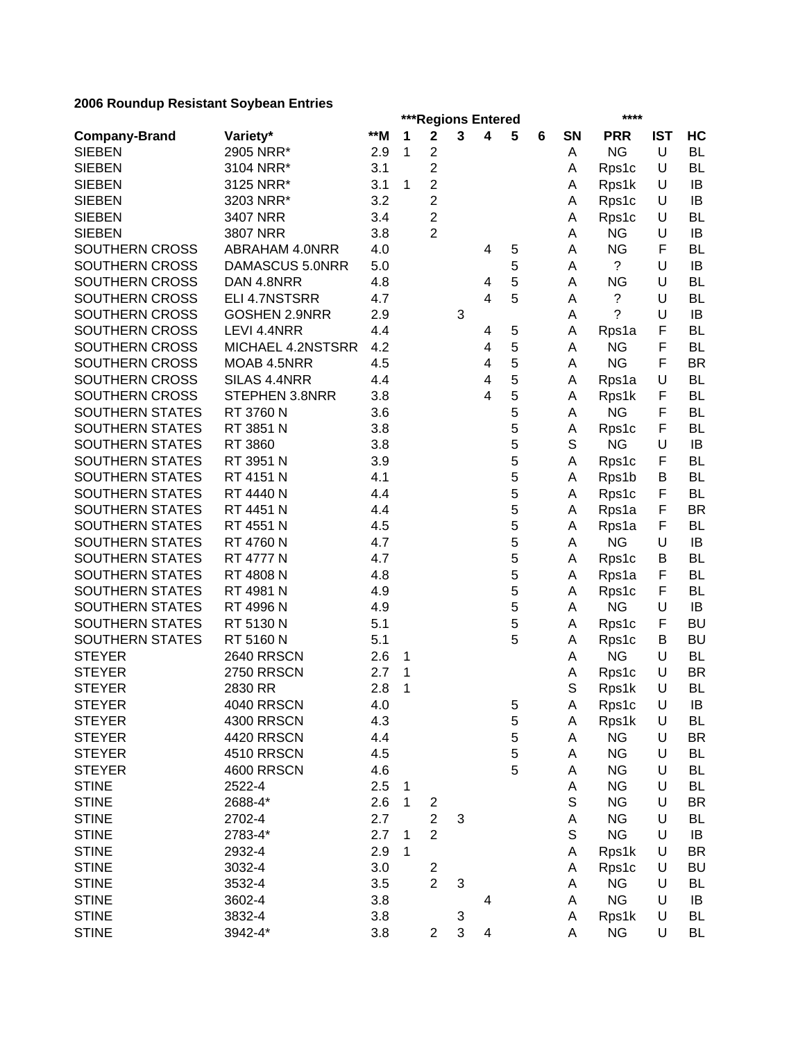**2006 Roundup Resistant Soybean Entries**

| | | | ***Regions Entered | | | | | | | **** | | |
|---|---|---|---|---|---|---|---|---|---|---|---|---|
| **Company-Brand** | **Variety*** | **\*\*M** | **1** | **2** | **3** | **4** | **5** | **6** | **SN** | **PRR** | **IST** | **HC** |
| SIEBEN | 2905 NRR* | 2.9 | 1 | 2 | | | | | A | NG | U | BL |
| SIEBEN | 3104 NRR* | 3.1 | | 2 | | | | | A | Rps1c | U | BL |
| SIEBEN | 3125 NRR* | 3.1 | 1 | 2 | | | | | A | Rps1k | U | IB |
| SIEBEN | 3203 NRR* | 3.2 | | 2 | | | | | A | Rps1c | U | IB |
| SIEBEN | 3407 NRR | 3.4 | | 2 | | | | | A | Rps1c | U | BL |
| SIEBEN | 3807 NRR | 3.8 | | 2 | | | | | A | NG | U | IB |
| SOUTHERN CROSS | ABRAHAM 4.0NRR | 4.0 | | | | 4 | 5 | | A | NG | F | BL |
| SOUTHERN CROSS | DAMASCUS 5.0NRR | 5.0 | | | | | 5 | | A | ? | U | IB |
| SOUTHERN CROSS | DAN 4.8NRR | 4.8 | | | | 4 | 5 | | A | NG | U | BL |
| SOUTHERN CROSS | ELI 4.7NSTSRR | 4.7 | | | | 4 | 5 | | A | ? | U | BL |
| SOUTHERN CROSS | GOSHEN 2.9NRR | 2.9 | | | 3 | | | | A | ? | U | IB |
| SOUTHERN CROSS | LEVI 4.4NRR | 4.4 | | | | 4 | 5 | | A | Rps1a | F | BL |
| SOUTHERN CROSS | MICHAEL 4.2NSTSRR | 4.2 | | | | 4 | 5 | | A | NG | F | BL |
| SOUTHERN CROSS | MOAB 4.5NRR | 4.5 | | | | 4 | 5 | | A | NG | F | BR |
| SOUTHERN CROSS | SILAS 4.4NRR | 4.4 | | | | 4 | 5 | | A | Rps1a | U | BL |
| SOUTHERN CROSS | STEPHEN 3.8NRR | 3.8 | | | | 4 | 5 | | A | Rps1k | F | BL |
| SOUTHERN STATES | RT 3760 N | 3.6 | | | | | 5 | | A | NG | F | BL |
| SOUTHERN STATES | RT 3851 N | 3.8 | | | | | 5 | | A | Rps1c | F | BL |
| SOUTHERN STATES | RT 3860 | 3.8 | | | | | 5 | | S | NG | U | IB |
| SOUTHERN STATES | RT 3951 N | 3.9 | | | | | 5 | | A | Rps1c | F | BL |
| SOUTHERN STATES | RT 4151 N | 4.1 | | | | | 5 | | A | Rps1b | B | BL |
| SOUTHERN STATES | RT 4440 N | 4.4 | | | | | 5 | | A | Rps1c | F | BL |
| SOUTHERN STATES | RT 4451 N | 4.4 | | | | | 5 | | A | Rps1a | F | BR |
| SOUTHERN STATES | RT 4551 N | 4.5 | | | | | 5 | | A | Rps1a | F | BL |
| SOUTHERN STATES | RT 4760 N | 4.7 | | | | | 5 | | A | NG | U | IB |
| SOUTHERN STATES | RT 4777 N | 4.7 | | | | | 5 | | A | Rps1c | B | BL |
| SOUTHERN STATES | RT 4808 N | 4.8 | | | | | 5 | | A | Rps1a | F | BL |
| SOUTHERN STATES | RT 4981 N | 4.9 | | | | | 5 | | A | Rps1c | F | BL |
| SOUTHERN STATES | RT 4996 N | 4.9 | | | | | 5 | | A | NG | U | IB |
| SOUTHERN STATES | RT 5130 N | 5.1 | | | | | 5 | | A | Rps1c | F | BU |
| SOUTHERN STATES | RT 5160 N | 5.1 | | | | | 5 | | A | Rps1c | B | BU |
| STEYER | 2640 RRSCN | 2.6 | 1 | | | | | | A | NG | U | BL |
| STEYER | 2750 RRSCN | 2.7 | 1 | | | | | | A | Rps1c | U | BR |
| STEYER | 2830 RR | 2.8 | 1 | | | | | | S | Rps1k | U | BL |
| STEYER | 4040 RRSCN | 4.0 | | | | | 5 | | A | Rps1c | U | IB |
| STEYER | 4300 RRSCN | 4.3 | | | | | 5 | | A | Rps1k | U | BL |
| STEYER | 4420 RRSCN | 4.4 | | | | | 5 | | A | NG | U | BR |
| STEYER | 4510 RRSCN | 4.5 | | | | | 5 | | A | NG | U | BL |
| STEYER | 4600 RRSCN | 4.6 | | | | | 5 | | A | NG | U | BL |
| STINE | 2522-4 | 2.5 | 1 | | | | | | A | NG | U | BL |
| STINE | 2688-4* | 2.6 | 1 | 2 | | | | | S | NG | U | BR |
| STINE | 2702-4 | 2.7 | | 2 | 3 | | | | A | NG | U | BL |
| STINE | 2783-4* | 2.7 | 1 | 2 | | | | | S | NG | U | IB |
| STINE | 2932-4 | 2.9 | 1 | | | | | | A | Rps1k | U | BR |
| STINE | 3032-4 | 3.0 | | 2 | | | | | A | Rps1c | U | BU |
| STINE | 3532-4 | 3.5 | | 2 | 3 | | | | A | NG | U | BL |
| STINE | 3602-4 | 3.8 | | | | 4 | | | A | NG | U | IB |
| STINE | 3832-4 | 3.8 | | | 3 | | | | A | Rps1k | U | BL |
| STINE | 3942-4* | 3.8 | | 2 | 3 | 4 | | | A | NG | U | BL |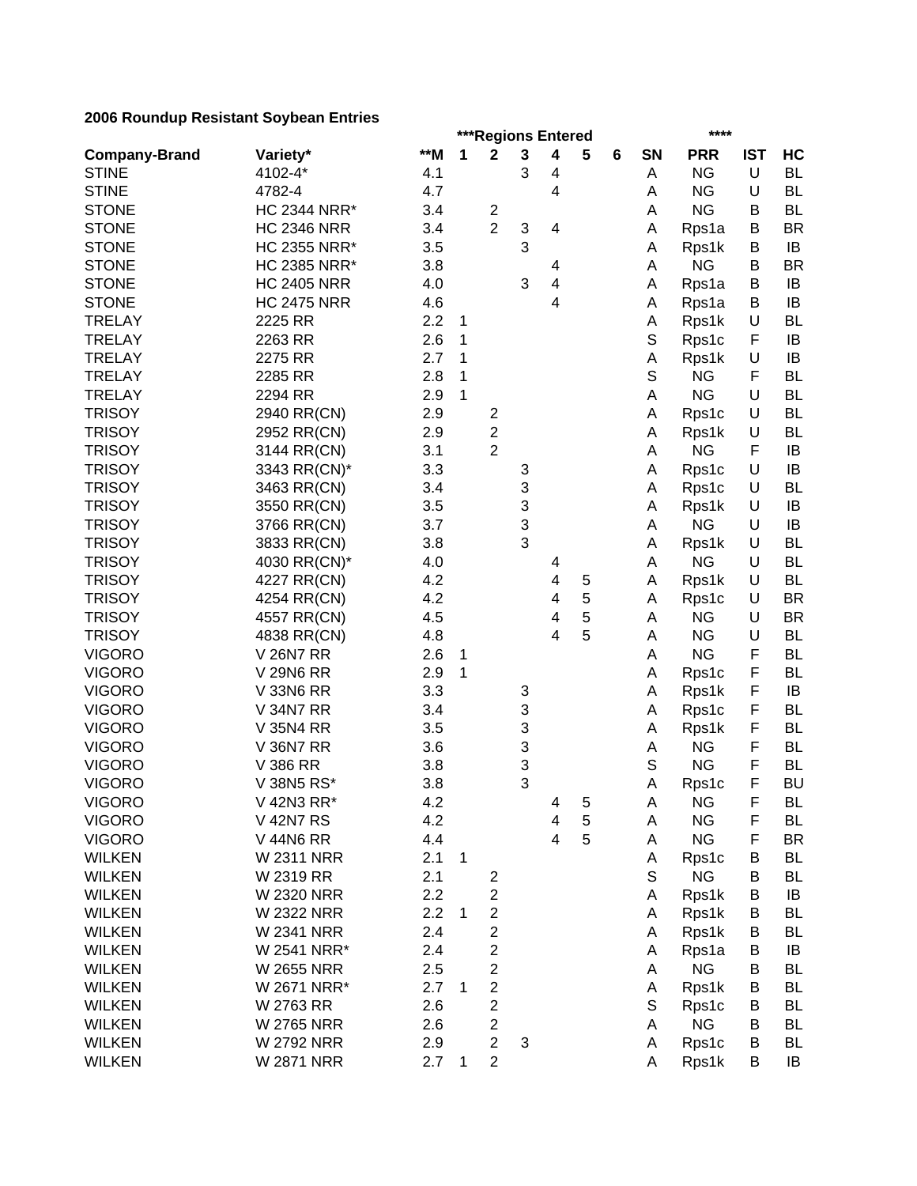**2006 Roundup Resistant Soybean Entries**

| | | | ***Regions Entered | | | | | | | **** | | |
|---|---|---|---|---|---|---|---|---|---|---|---|---|
| **Company-Brand** | **Variety*** | **\*\*M** | **1** | **2** | **3** | **4** | **5** | **6** | **SN** | **PRR** | **IST** | **HC** |
| STINE | 4102-4* | 4.1 | | | 3 | 4 | | | A | NG | U | BL |
| STINE | 4782-4 | 4.7 | | | | 4 | | | A | NG | U | BL |
| STONE | HC 2344 NRR* | 3.4 | | 2 | | | | | A | NG | B | BL |
| STONE | HC 2346 NRR | 3.4 | | 2 | 3 | 4 | | | A | Rps1a | B | BR |
| STONE | HC 2355 NRR* | 3.5 | | | 3 | | | | A | Rps1k | B | IB |
| STONE | HC 2385 NRR* | 3.8 | | | | 4 | | | A | NG | B | BR |
| STONE | HC 2405 NRR | 4.0 | | | 3 | 4 | | | A | Rps1a | B | IB |
| STONE | HC 2475 NRR | 4.6 | | | | 4 | | | A | Rps1a | B | IB |
| TRELAY | 2225 RR | 2.2 | 1 | | | | | | A | Rps1k | U | BL |
| TRELAY | 2263 RR | 2.6 | 1 | | | | | | S | Rps1c | F | IB |
| TRELAY | 2275 RR | 2.7 | 1 | | | | | | A | Rps1k | U | IB |
| TRELAY | 2285 RR | 2.8 | 1 | | | | | | S | NG | F | BL |
| TRELAY | 2294 RR | 2.9 | 1 | | | | | | A | NG | U | BL |
| TRISOY | 2940 RR(CN) | 2.9 | | 2 | | | | | A | Rps1c | U | BL |
| TRISOY | 2952 RR(CN) | 2.9 | | 2 | | | | | A | Rps1k | U | BL |
| TRISOY | 3144 RR(CN) | 3.1 | | 2 | | | | | A | NG | F | IB |
| TRISOY | 3343 RR(CN)* | 3.3 | | | 3 | | | | A | Rps1c | U | IB |
| TRISOY | 3463 RR(CN) | 3.4 | | | 3 | | | | A | Rps1c | U | BL |
| TRISOY | 3550 RR(CN) | 3.5 | | | 3 | | | | A | Rps1k | U | IB |
| TRISOY | 3766 RR(CN) | 3.7 | | | 3 | | | | A | NG | U | IB |
| TRISOY | 3833 RR(CN) | 3.8 | | | 3 | | | | A | Rps1k | U | BL |
| TRISOY | 4030 RR(CN)* | 4.0 | | | | 4 | | | A | NG | U | BL |
| TRISOY | 4227 RR(CN) | 4.2 | | | | 4 | 5 | | A | Rps1k | U | BL |
| TRISOY | 4254 RR(CN) | 4.2 | | | | 4 | 5 | | A | Rps1c | U | BR |
| TRISOY | 4557 RR(CN) | 4.5 | | | | 4 | 5 | | A | NG | U | BR |
| TRISOY | 4838 RR(CN) | 4.8 | | | | 4 | 5 | | A | NG | U | BL |
| VIGORO | V 26N7 RR | 2.6 | 1 | | | | | | A | NG | F | BL |
| VIGORO | V 29N6 RR | 2.9 | 1 | | | | | | A | Rps1c | F | BL |
| VIGORO | V 33N6 RR | 3.3 | | | 3 | | | | A | Rps1k | F | IB |
| VIGORO | V 34N7 RR | 3.4 | | | 3 | | | | A | Rps1c | F | BL |
| VIGORO | V 35N4 RR | 3.5 | | | 3 | | | | A | Rps1k | F | BL |
| VIGORO | V 36N7 RR | 3.6 | | | 3 | | | | A | NG | F | BL |
| VIGORO | V 386 RR | 3.8 | | | 3 | | | | S | NG | F | BL |
| VIGORO | V 38N5 RS* | 3.8 | | | 3 | | | | A | Rps1c | F | BU |
| VIGORO | V 42N3 RR* | 4.2 | | | | 4 | 5 | | A | NG | F | BL |
| VIGORO | V 42N7 RS | 4.2 | | | | 4 | 5 | | A | NG | F | BL |
| VIGORO | V 44N6 RR | 4.4 | | | | 4 | 5 | | A | NG | F | BR |
| WILKEN | W 2311 NRR | 2.1 | 1 | | | | | | A | Rps1c | B | BL |
| WILKEN | W 2319 RR | 2.1 | | 2 | | | | | S | NG | B | BL |
| WILKEN | W 2320 NRR | 2.2 | | 2 | | | | | A | Rps1k | B | IB |
| WILKEN | W 2322 NRR | 2.2 | 1 | 2 | | | | | A | Rps1k | B | BL |
| WILKEN | W 2341 NRR | 2.4 | | 2 | | | | | A | Rps1k | B | BL |
| WILKEN | W 2541 NRR* | 2.4 | | 2 | | | | | A | Rps1a | B | IB |
| WILKEN | W 2655 NRR | 2.5 | | 2 | | | | | A | NG | B | BL |
| WILKEN | W 2671 NRR* | 2.7 | 1 | 2 | | | | | A | Rps1k | B | BL |
| WILKEN | W 2763 RR | 2.6 | | 2 | | | | | S | Rps1c | B | BL |
| WILKEN | W 2765 NRR | 2.6 | | 2 | | | | | A | NG | B | BL |
| WILKEN | W 2792 NRR | 2.9 | | 2 | 3 | | | | A | Rps1c | B | BL |
| WILKEN | W 2871 NRR | 2.7 | 1 | 2 | | | | | A | Rps1k | B | IB |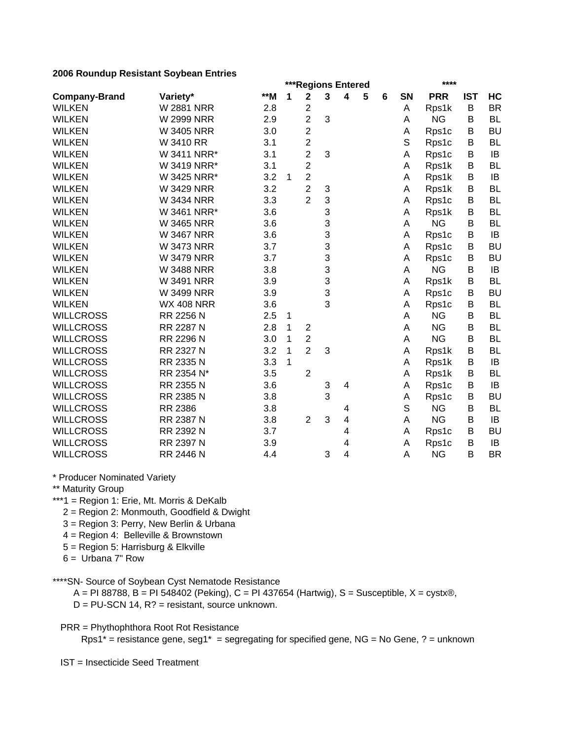**2006 Roundup Resistant Soybean Entries**

| Company-Brand | Variety* | **M | ***Regions Entered 1 | 2 | 3 | 4 | 5 | 6 | SN | **** PRR | IST | HC |
|---|---|---|---|---|---|---|---|---|---|---|---|---|
| WILKEN | W 2881 NRR | 2.8 | | 2 | | | | | A | Rps1k | B | BR |
| WILKEN | W 2999 NRR | 2.9 | | 2 | 3 | | | | A | NG | B | BL |
| WILKEN | W 3405 NRR | 3.0 | | 2 | | | | | A | Rps1c | B | BU |
| WILKEN | W 3410 RR | 3.1 | | 2 | | | | | S | Rps1c | B | BL |
| WILKEN | W 3411 NRR* | 3.1 | | 2 | 3 | | | | A | Rps1c | B | IB |
| WILKEN | W 3419 NRR* | 3.1 | | 2 | | | | | A | Rps1k | B | BL |
| WILKEN | W 3425 NRR* | 3.2 | 1 | 2 | | | | | A | Rps1k | B | IB |
| WILKEN | W 3429 NRR | 3.2 | | 2 | 3 | | | | A | Rps1k | B | BL |
| WILKEN | W 3434 NRR | 3.3 | | 2 | 3 | | | | A | Rps1c | B | BL |
| WILKEN | W 3461 NRR* | 3.6 | | | 3 | | | | A | Rps1k | B | BL |
| WILKEN | W 3465 NRR | 3.6 | | | 3 | | | | A | NG | B | BL |
| WILKEN | W 3467 NRR | 3.6 | | | 3 | | | | A | Rps1c | B | IB |
| WILKEN | W 3473 NRR | 3.7 | | | 3 | | | | A | Rps1c | B | BU |
| WILKEN | W 3479 NRR | 3.7 | | | 3 | | | | A | Rps1c | B | BU |
| WILKEN | W 3488 NRR | 3.8 | | | 3 | | | | A | NG | B | IB |
| WILKEN | W 3491 NRR | 3.9 | | | 3 | | | | A | Rps1k | B | BL |
| WILKEN | W 3499 NRR | 3.9 | | | 3 | | | | A | Rps1c | B | BU |
| WILKEN | WX 408 NRR | 3.6 | | | 3 | | | | A | Rps1c | B | BL |
| WILLCROSS | RR 2256 N | 2.5 | 1 | | | | | | A | NG | B | BL |
| WILLCROSS | RR 2287 N | 2.8 | 1 | 2 | | | | | A | NG | B | BL |
| WILLCROSS | RR 2296 N | 3.0 | 1 | 2 | | | | | A | NG | B | BL |
| WILLCROSS | RR 2327 N | 3.2 | 1 | 2 | 3 | | | | A | Rps1k | B | BL |
| WILLCROSS | RR 2335 N | 3.3 | 1 | | | | | | A | Rps1k | B | IB |
| WILLCROSS | RR 2354 N* | 3.5 | | 2 | | | | | A | Rps1k | B | BL |
| WILLCROSS | RR 2355 N | 3.6 | | | 3 | 4 | | | A | Rps1c | B | IB |
| WILLCROSS | RR 2385 N | 3.8 | | | 3 | | | | A | Rps1c | B | BU |
| WILLCROSS | RR 2386 | 3.8 | | | | 4 | | | S | NG | B | BL |
| WILLCROSS | RR 2387 N | 3.8 | | 2 | 3 | 4 | | | A | NG | B | IB |
| WILLCROSS | RR 2392 N | 3.7 | | | | 4 | | | A | Rps1c | B | BU |
| WILLCROSS | RR 2397 N | 3.9 | | | | 4 | | | A | Rps1c | B | IB |
| WILLCROSS | RR 2446 N | 4.4 | | | 3 | 4 | | | A | NG | B | BR |

* Producer Nominated Variety

** Maturity Group

***1 = Region 1: Erie, Mt. Morris & DeKalb
   2 = Region 2: Monmouth, Goodfield & Dwight
   3 = Region 3: Perry, New Berlin & Urbana
   4 = Region 4: Belleville & Brownstown
   5 = Region 5: Harrisburg & Elkville
   6 = Urbana 7" Row

****SN- Source of Soybean Cyst Nematode Resistance
   A = PI 88788, B = PI 548402 (Peking), C = PI 437654 (Hartwig), S = Susceptible, X = cystx®,
   D = PU-SCN 14, R? = resistant, source unknown.

PRR = Phythophthora Root Rot Resistance
   Rps1* = resistance gene, seg1* = segregating for specified gene, NG = No Gene, ? = unknown

IST = Insecticide Seed Treatment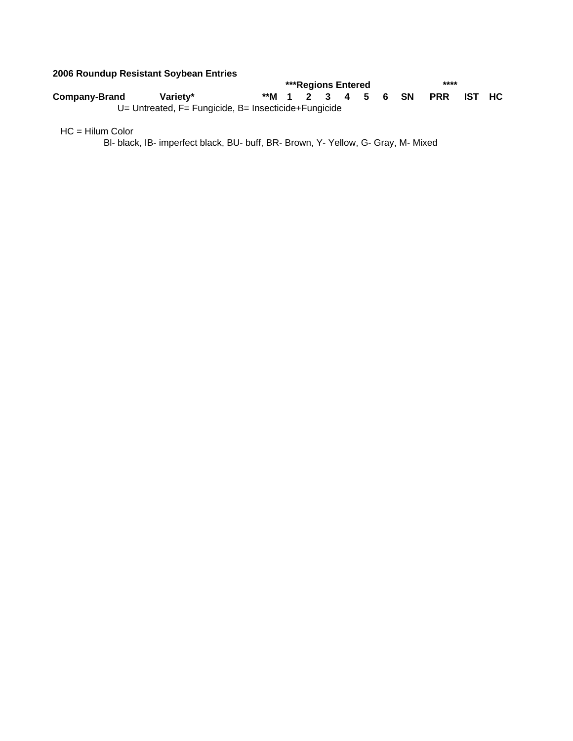**2006 Roundup Resistant Soybean Entries**

| | | | ***Regions Entered | | | | | | | **** | | |
|---|---|---|---|---|---|---|---|---|---|---|---|---|
| **Company-Brand** | **Variety*** | **\*\*M** | **1** | **2** | **3** | **4** | **5** | **6** | **SN** | **PRR** | **IST** | **HC** |

U= Untreated, F= Fungicide, B= Insecticide+Fungicide

HC = Hilum Color

Bl- black, IB- imperfect black, BU- buff, BR- Brown, Y- Yellow, G- Gray, M- Mixed